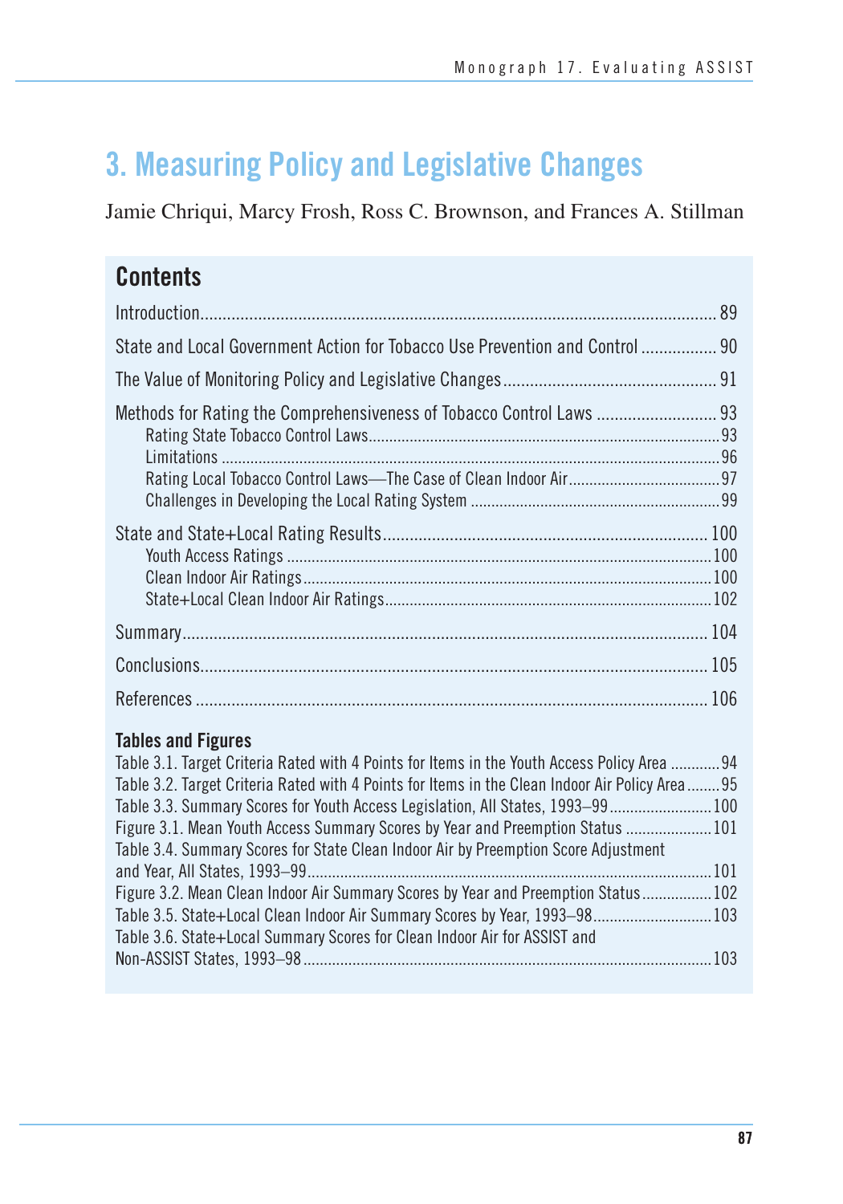# 3. Measuring Policy and Legislative Changes

Jamie Chriqui, Marcy Frosh, Ross C. Brownson, and Frances A. Stillman

## Contents

Introduction ........................................................................................................ 89

State and Local Government Action for Tobacco Use Prevention and Control ................. 90

The Value of Monitoring Policy and Legislative Changes ............................................... 91

Methods for Rating the Comprehensiveness of Tobacco Control Laws ........................... 93
- Rating State Tobacco Control Laws ........................................................................ 93
- Limitations .......................................................................................................... 96
- Rating Local Tobacco Control Laws—The Case of Clean Indoor Air ............................. 97
- Challenges in Developing the Local Rating System .................................................. 99

State and State+Local Rating Results ...................................................................... 100
- Youth Access Ratings ........................................................................................... 100
- Clean Indoor Air Ratings ...................................................................................... 100
- State+Local Clean Indoor Air Ratings .................................................................... 102

Summary ........................................................................................................... 104

Conclusions ....................................................................................................... 105

References ........................................................................................................ 106

### Tables and Figures

Table 3.1. Target Criteria Rated with 4 Points for Items in the Youth Access Policy Area ............ 94

Table 3.2. Target Criteria Rated with 4 Points for Items in the Clean Indoor Air Policy Area ........ 95

Table 3.3. Summary Scores for Youth Access Legislation, All States, 1993–99 ........................ 100

Figure 3.1. Mean Youth Access Summary Scores by Year and Preemption Status ..................... 101

Table 3.4. Summary Scores for State Clean Indoor Air by Preemption Score Adjustment and Year, All States, 1993–99 ........................................................................................ 101

Figure 3.2. Mean Clean Indoor Air Summary Scores by Year and Preemption Status ................. 102

Table 3.5. State+Local Clean Indoor Air Summary Scores by Year, 1993–98 ............................ 103

Table 3.6. State+Local Summary Scores for Clean Indoor Air for ASSIST and Non-ASSIST States, 1993–98 ...................................................................................................... 103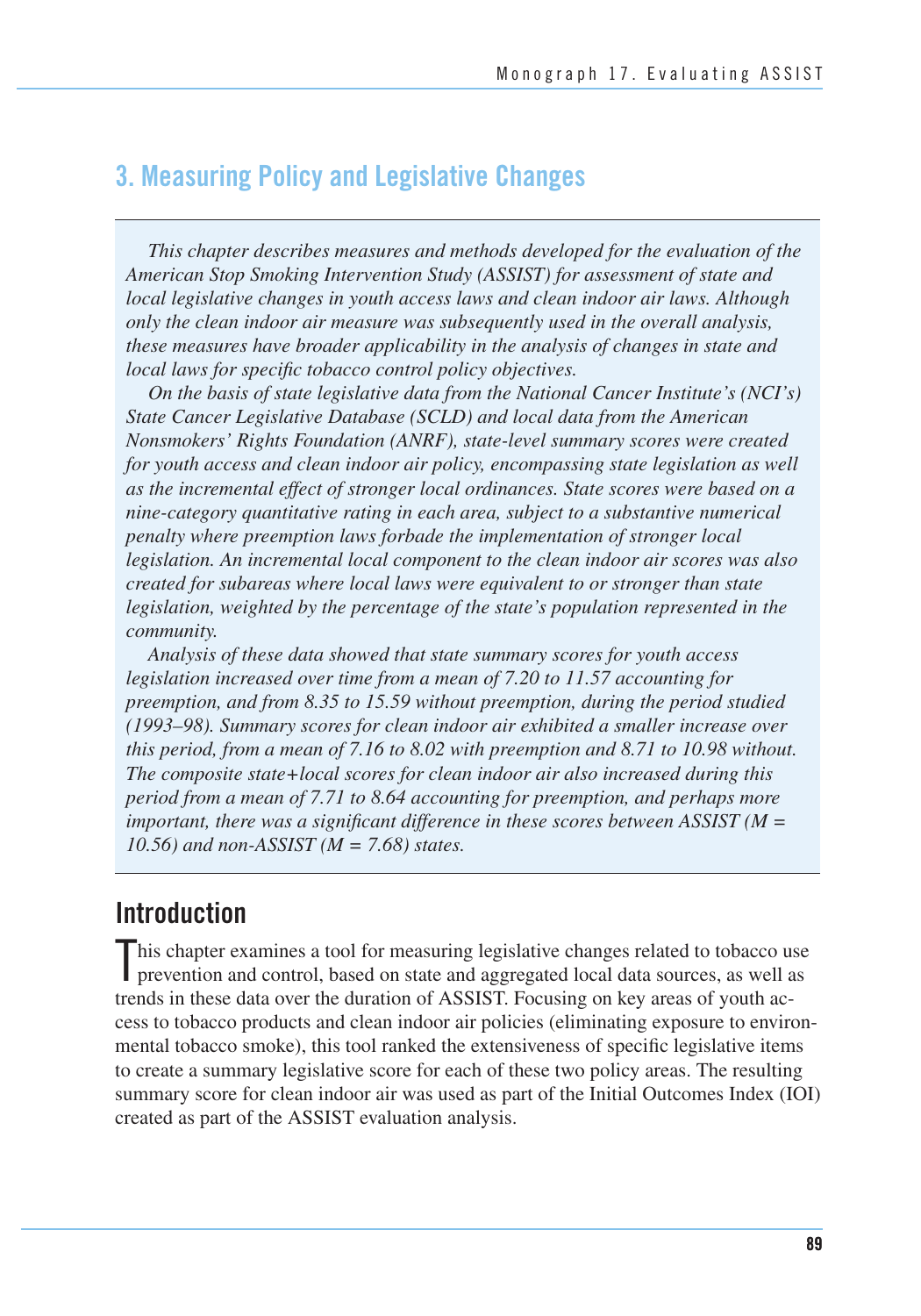# 3. Measuring Policy and Legislative Changes

*This chapter describes measures and methods developed for the evaluation of the American Stop Smoking Intervention Study (ASSIST) for assessment of state and local legislative changes in youth access laws and clean indoor air laws. Although only the clean indoor air measure was subsequently used in the overall analysis, these measures have broader applicability in the analysis of changes in state and local laws for specific tobacco control policy objectives.*

*On the basis of state legislative data from the National Cancer Institute's (NCI's) State Cancer Legislative Database (SCLD) and local data from the American Nonsmokers' Rights Foundation (ANRF), state-level summary scores were created for youth access and clean indoor air policy, encompassing state legislation as well as the incremental effect of stronger local ordinances. State scores were based on a nine-category quantitative rating in each area, subject to a substantive numerical penalty where preemption laws forbade the implementation of stronger local legislation. An incremental local component to the clean indoor air scores was also created for subareas where local laws were equivalent to or stronger than state legislation, weighted by the percentage of the state's population represented in the community.*

*Analysis of these data showed that state summary scores for youth access legislation increased over time from a mean of 7.20 to 11.57 accounting for preemption, and from 8.35 to 15.59 without preemption, during the period studied (1993–98). Summary scores for clean indoor air exhibited a smaller increase over this period, from a mean of 7.16 to 8.02 with preemption and 8.71 to 10.98 without. The composite state+local scores for clean indoor air also increased during this period from a mean of 7.71 to 8.64 accounting for preemption, and perhaps more important, there was a significant difference in these scores between ASSIST ($M$ = 10.56) and non-ASSIST ($M$ = 7.68) states.*

## Introduction

This chapter examines a tool for measuring legislative changes related to tobacco use prevention and control, based on state and aggregated local data sources, as well as trends in these data over the duration of ASSIST. Focusing on key areas of youth access to tobacco products and clean indoor air policies (eliminating exposure to environmental tobacco smoke), this tool ranked the extensiveness of specific legislative items to create a summary legislative score for each of these two policy areas. The resulting summary score for clean indoor air was used as part of the Initial Outcomes Index (IOI) created as part of the ASSIST evaluation analysis.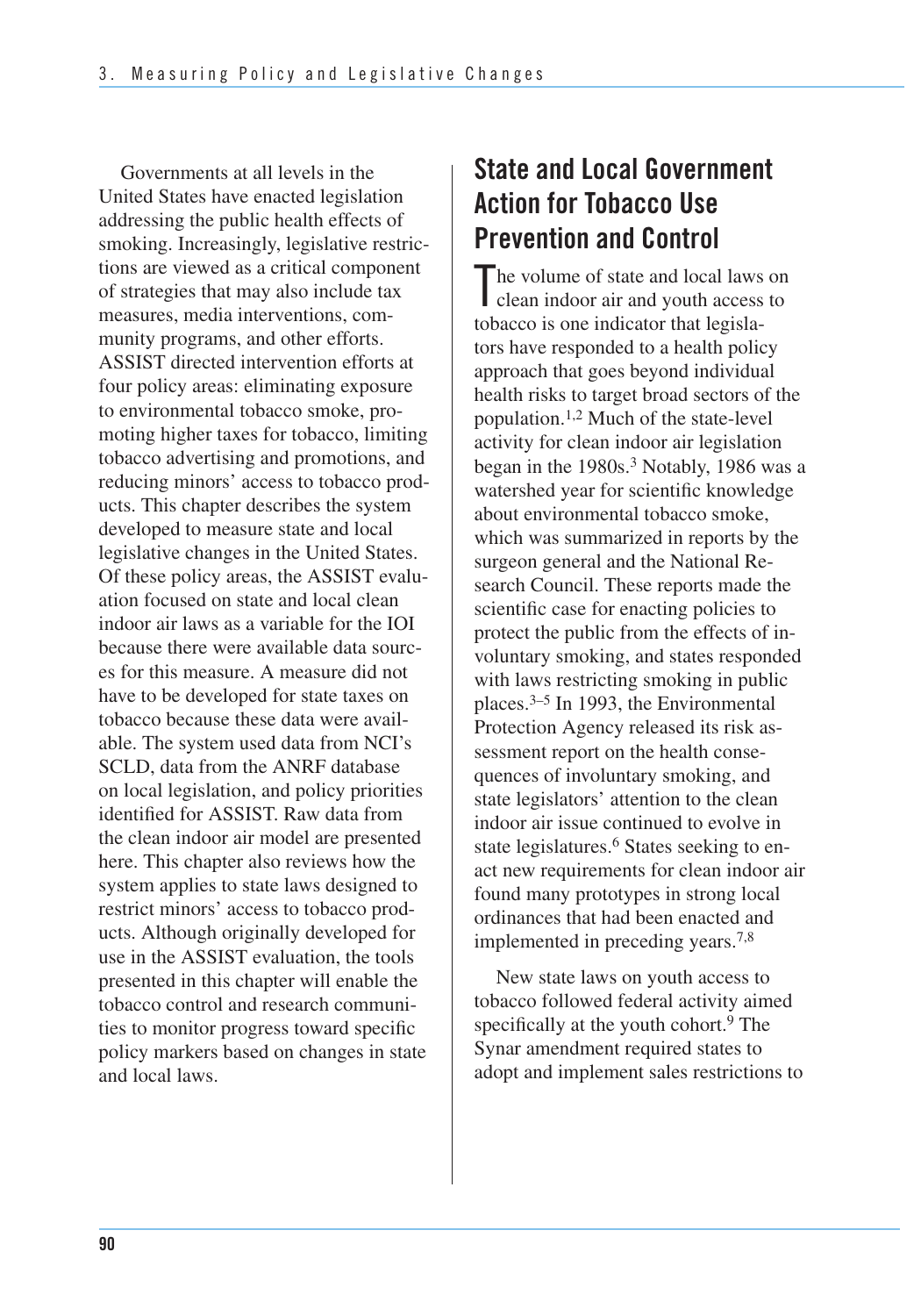Governments at all levels in the United States have enacted legislation addressing the public health effects of smoking. Increasingly, legislative restrictions are viewed as a critical component of strategies that may also include tax measures, media interventions, community programs, and other efforts. ASSIST directed intervention efforts at four policy areas: eliminating exposure to environmental tobacco smoke, promoting higher taxes for tobacco, limiting tobacco advertising and promotions, and reducing minors' access to tobacco products. This chapter describes the system developed to measure state and local legislative changes in the United States. Of these policy areas, the ASSIST evaluation focused on state and local clean indoor air laws as a variable for the IOI because there were available data sources for this measure. A measure did not have to be developed for state taxes on tobacco because these data were available. The system used data from NCI's SCLD, data from the ANRF database on local legislation, and policy priorities identified for ASSIST. Raw data from the clean indoor air model are presented here. This chapter also reviews how the system applies to state laws designed to restrict minors' access to tobacco products. Although originally developed for use in the ASSIST evaluation, the tools presented in this chapter will enable the tobacco control and research communities to monitor progress toward specific policy markers based on changes in state and local laws.

## State and Local Government Action for Tobacco Use Prevention and Control

The volume of state and local laws on clean indoor air and youth access to tobacco is one indicator that legislators have responded to a health policy approach that goes beyond individual health risks to target broad sectors of the population.[1,2] Much of the state-level activity for clean indoor air legislation began in the 1980s.[3] Notably, 1986 was a watershed year for scientific knowledge about environmental tobacco smoke, which was summarized in reports by the surgeon general and the National Research Council. These reports made the scientific case for enacting policies to protect the public from the effects of involuntary smoking, and states responded with laws restricting smoking in public places.[3–5] In 1993, the Environmental Protection Agency released its risk assessment report on the health consequences of involuntary smoking, and state legislators' attention to the clean indoor air issue continued to evolve in state legislatures.[6] States seeking to enact new requirements for clean indoor air found many prototypes in strong local ordinances that had been enacted and implemented in preceding years.[7,8]

New state laws on youth access to tobacco followed federal activity aimed specifically at the youth cohort.[9] The Synar amendment required states to adopt and implement sales restrictions to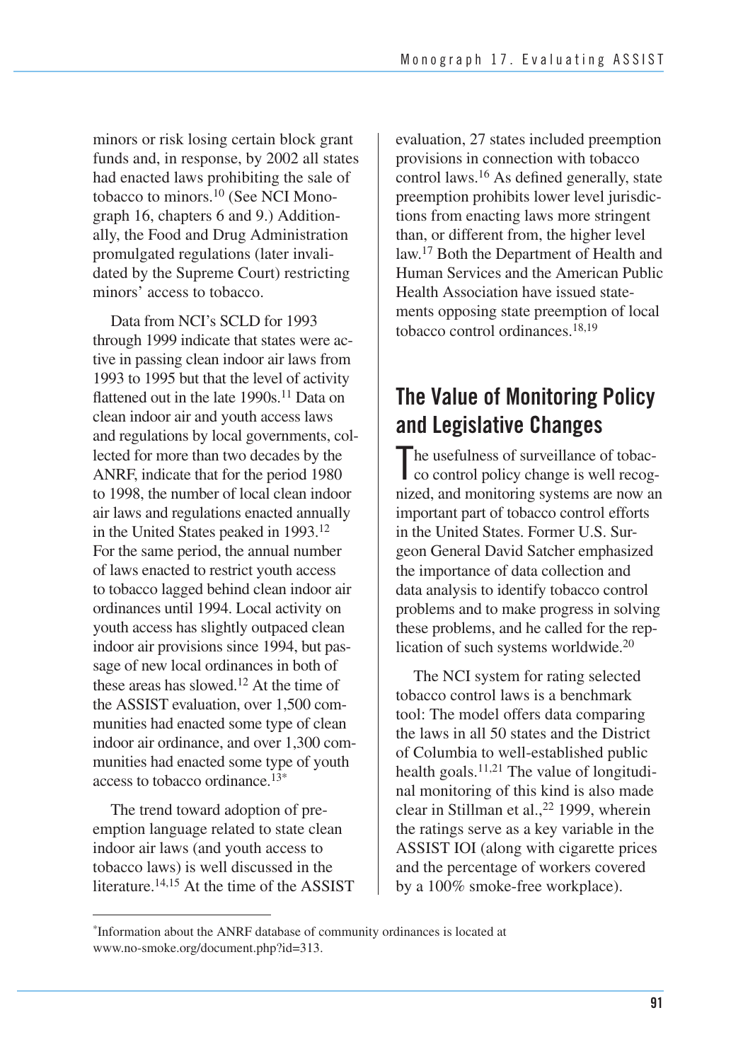minors or risk losing certain block grant funds and, in response, by 2002 all states had enacted laws prohibiting the sale of tobacco to minors.[10] (See NCI Monograph 16, chapters 6 and 9.) Additionally, the Food and Drug Administration promulgated regulations (later invalidated by the Supreme Court) restricting minors' access to tobacco.

Data from NCI's SCLD for 1993 through 1999 indicate that states were active in passing clean indoor air laws from 1993 to 1995 but that the level of activity flattened out in the late 1990s.[11] Data on clean indoor air and youth access laws and regulations by local governments, collected for more than two decades by the ANRF, indicate that for the period 1980 to 1998, the number of local clean indoor air laws and regulations enacted annually in the United States peaked in 1993.[12] For the same period, the annual number of laws enacted to restrict youth access to tobacco lagged behind clean indoor air ordinances until 1994. Local activity on youth access has slightly outpaced clean indoor air provisions since 1994, but passage of new local ordinances in both of these areas has slowed.[12] At the time of the ASSIST evaluation, over 1,500 communities had enacted some type of clean indoor air ordinance, and over 1,300 communities had enacted some type of youth access to tobacco ordinance.[13*]

The trend toward adoption of preemption language related to state clean indoor air laws (and youth access to tobacco laws) is well discussed in the literature.[14,15] At the time of the ASSIST evaluation, 27 states included preemption provisions in connection with tobacco control laws.[16] As defined generally, state preemption prohibits lower level jurisdictions from enacting laws more stringent than, or different from, the higher level law.[17] Both the Department of Health and Human Services and the American Public Health Association have issued statements opposing state preemption of local tobacco control ordinances.[18,19]

## The Value of Monitoring Policy and Legislative Changes

The usefulness of surveillance of tobacco control policy change is well recognized, and monitoring systems are now an important part of tobacco control efforts in the United States. Former U.S. Surgeon General David Satcher emphasized the importance of data collection and data analysis to identify tobacco control problems and to make progress in solving these problems, and he called for the replication of such systems worldwide.[20]

The NCI system for rating selected tobacco control laws is a benchmark tool: The model offers data comparing the laws in all 50 states and the District of Columbia to well-established public health goals.[11,21] The value of longitudinal monitoring of this kind is also made clear in Stillman et al.,[22] 1999, wherein the ratings serve as a key variable in the ASSIST IOI (along with cigarette prices and the percentage of workers covered by a 100% smoke-free workplace).

---

*Information about the ANRF database of community ordinances is located at www.no-smoke.org/document.php?id=313.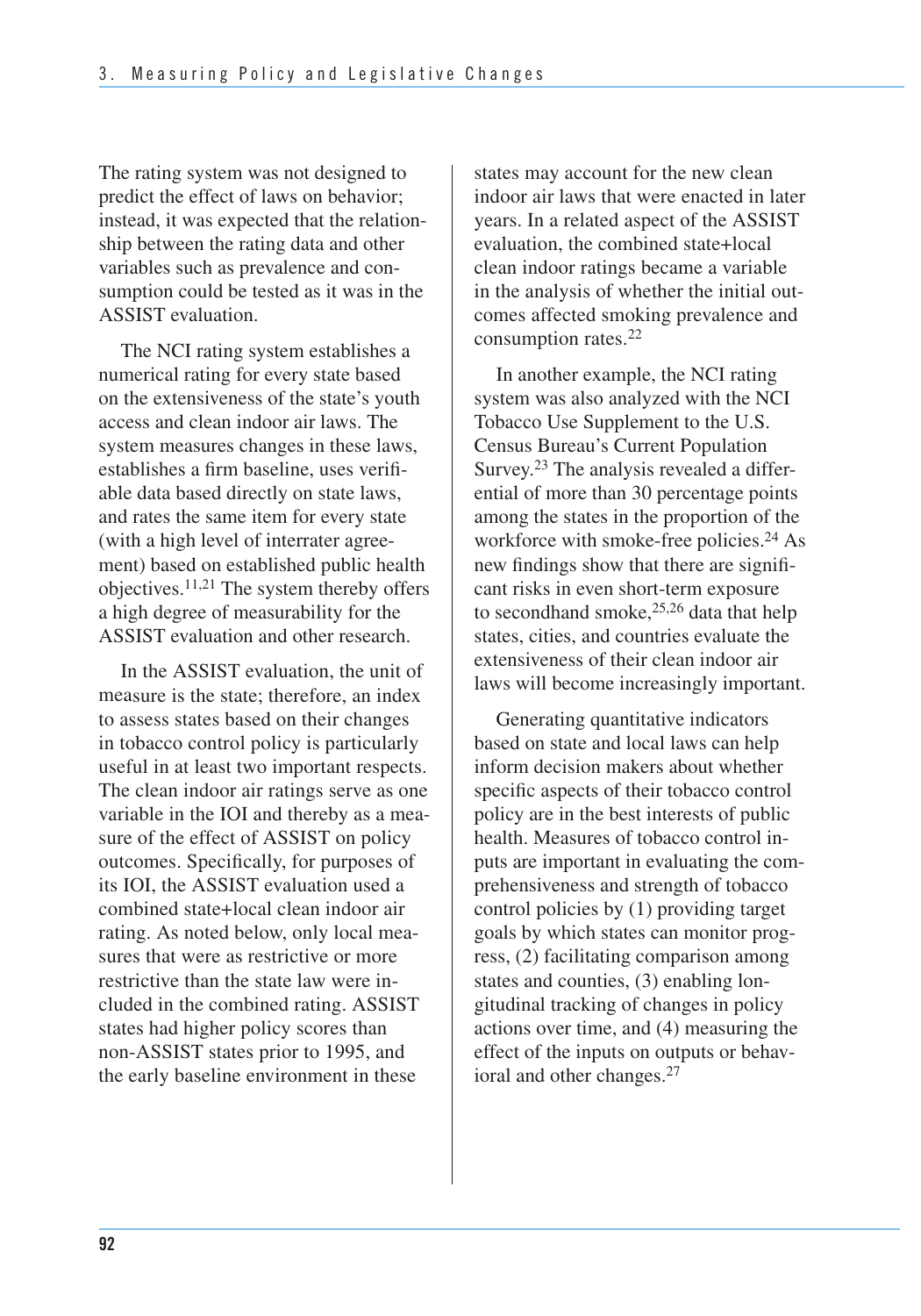The rating system was not designed to predict the effect of laws on behavior; instead, it was expected that the relationship between the rating data and other variables such as prevalence and consumption could be tested as it was in the ASSIST evaluation.

The NCI rating system establishes a numerical rating for every state based on the extensiveness of the state's youth access and clean indoor air laws. The system measures changes in these laws, establishes a firm baseline, uses verifiable data based directly on state laws, and rates the same item for every state (with a high level of interrater agreement) based on established public health objectives.[11,21] The system thereby offers a high degree of measurability for the ASSIST evaluation and other research.

In the ASSIST evaluation, the unit of measure is the state; therefore, an index to assess states based on their changes in tobacco control policy is particularly useful in at least two important respects. The clean indoor air ratings serve as one variable in the IOI and thereby as a measure of the effect of ASSIST on policy outcomes. Specifically, for purposes of its IOI, the ASSIST evaluation used a combined state+local clean indoor air rating. As noted below, only local measures that were as restrictive or more restrictive than the state law were included in the combined rating. ASSIST states had higher policy scores than non-ASSIST states prior to 1995, and the early baseline environment in these states may account for the new clean indoor air laws that were enacted in later years. In a related aspect of the ASSIST evaluation, the combined state+local clean indoor ratings became a variable in the analysis of whether the initial outcomes affected smoking prevalence and consumption rates.[22]

In another example, the NCI rating system was also analyzed with the NCI Tobacco Use Supplement to the U.S. Census Bureau's Current Population Survey.[23] The analysis revealed a differential of more than 30 percentage points among the states in the proportion of the workforce with smoke-free policies.[24] As new findings show that there are significant risks in even short-term exposure to secondhand smoke,[25,26] data that help states, cities, and countries evaluate the extensiveness of their clean indoor air laws will become increasingly important.

Generating quantitative indicators based on state and local laws can help inform decision makers about whether specific aspects of their tobacco control policy are in the best interests of public health. Measures of tobacco control inputs are important in evaluating the comprehensiveness and strength of tobacco control policies by (1) providing target goals by which states can monitor progress, (2) facilitating comparison among states and counties, (3) enabling longitudinal tracking of changes in policy actions over time, and (4) measuring the effect of the inputs on outputs or behavioral and other changes.[27]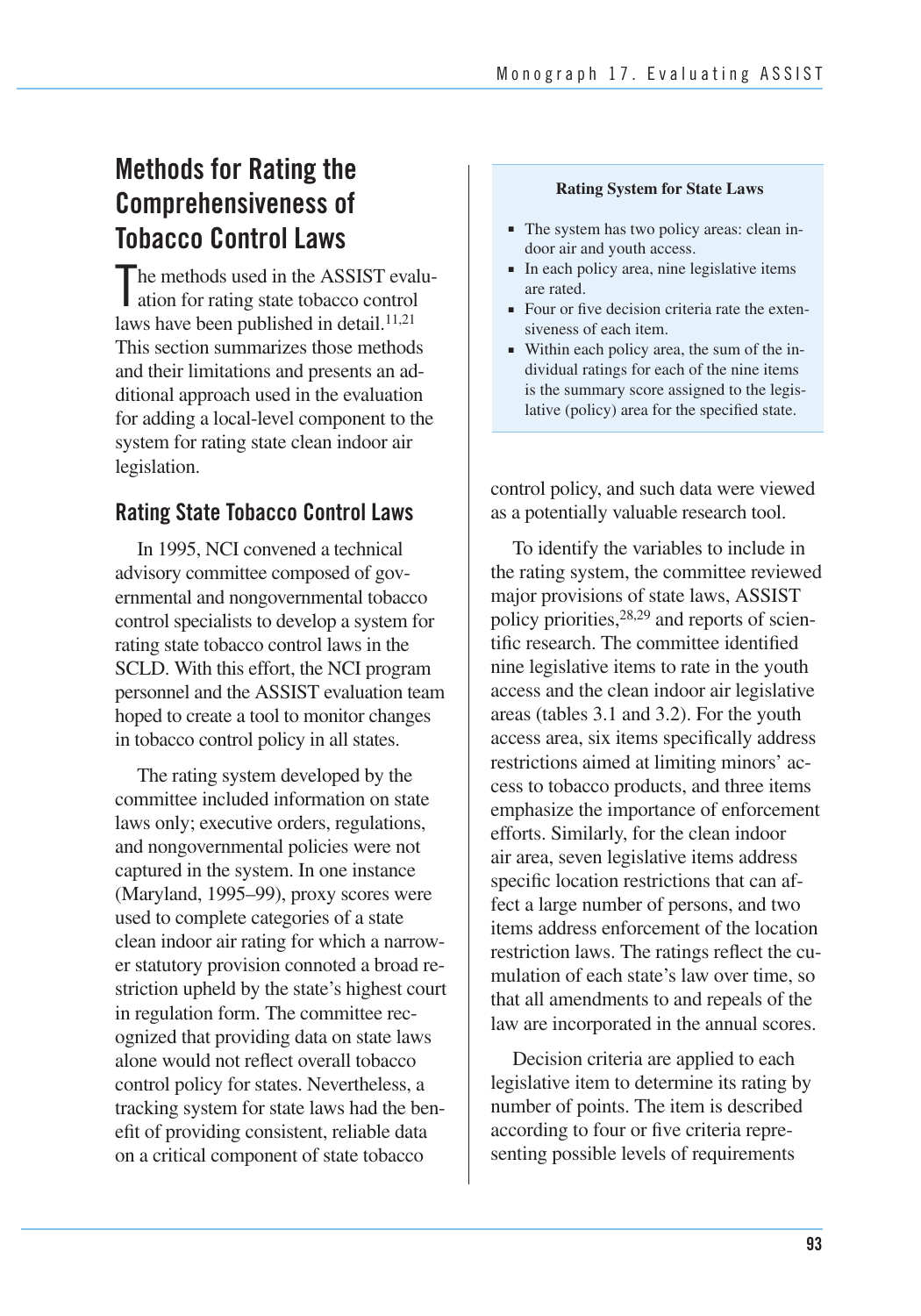## Methods for Rating the Comprehensiveness of Tobacco Control Laws

The methods used in the ASSIST evaluation for rating state tobacco control laws have been published in detail.[11,21] This section summarizes those methods and their limitations and presents an additional approach used in the evaluation for adding a local-level component to the system for rating state clean indoor air legislation.

### Rating State Tobacco Control Laws

In 1995, NCI convened a technical advisory committee composed of governmental and nongovernmental tobacco control specialists to develop a system for rating state tobacco control laws in the SCLD. With this effort, the NCI program personnel and the ASSIST evaluation team hoped to create a tool to monitor changes in tobacco control policy in all states.

The rating system developed by the committee included information on state laws only; executive orders, regulations, and nongovernmental policies were not captured in the system. In one instance (Maryland, 1995–99), proxy scores were used to complete categories of a state clean indoor air rating for which a narrower statutory provision connoted a broad restriction upheld by the state's highest court in regulation form. The committee recognized that providing data on state laws alone would not reflect overall tobacco control policy for states. Nevertheless, a tracking system for state laws had the benefit of providing consistent, reliable data on a critical component of state tobacco control policy, and such data were viewed as a potentially valuable research tool.

**Rating System for State Laws**

- The system has two policy areas: clean indoor air and youth access.
- In each policy area, nine legislative items are rated.
- Four or five decision criteria rate the extensiveness of each item.
- Within each policy area, the sum of the individual ratings for each of the nine items is the summary score assigned to the legislative (policy) area for the specified state.

To identify the variables to include in the rating system, the committee reviewed major provisions of state laws, ASSIST policy priorities,[28,29] and reports of scientific research. The committee identified nine legislative items to rate in the youth access and the clean indoor air legislative areas (tables 3.1 and 3.2). For the youth access area, six items specifically address restrictions aimed at limiting minors' access to tobacco products, and three items emphasize the importance of enforcement efforts. Similarly, for the clean indoor air area, seven legislative items address specific location restrictions that can affect a large number of persons, and two items address enforcement of the location restriction laws. The ratings reflect the cumulation of each state's law over time, so that all amendments to and repeals of the law are incorporated in the annual scores.

Decision criteria are applied to each legislative item to determine its rating by number of points. The item is described according to four or five criteria representing possible levels of requirements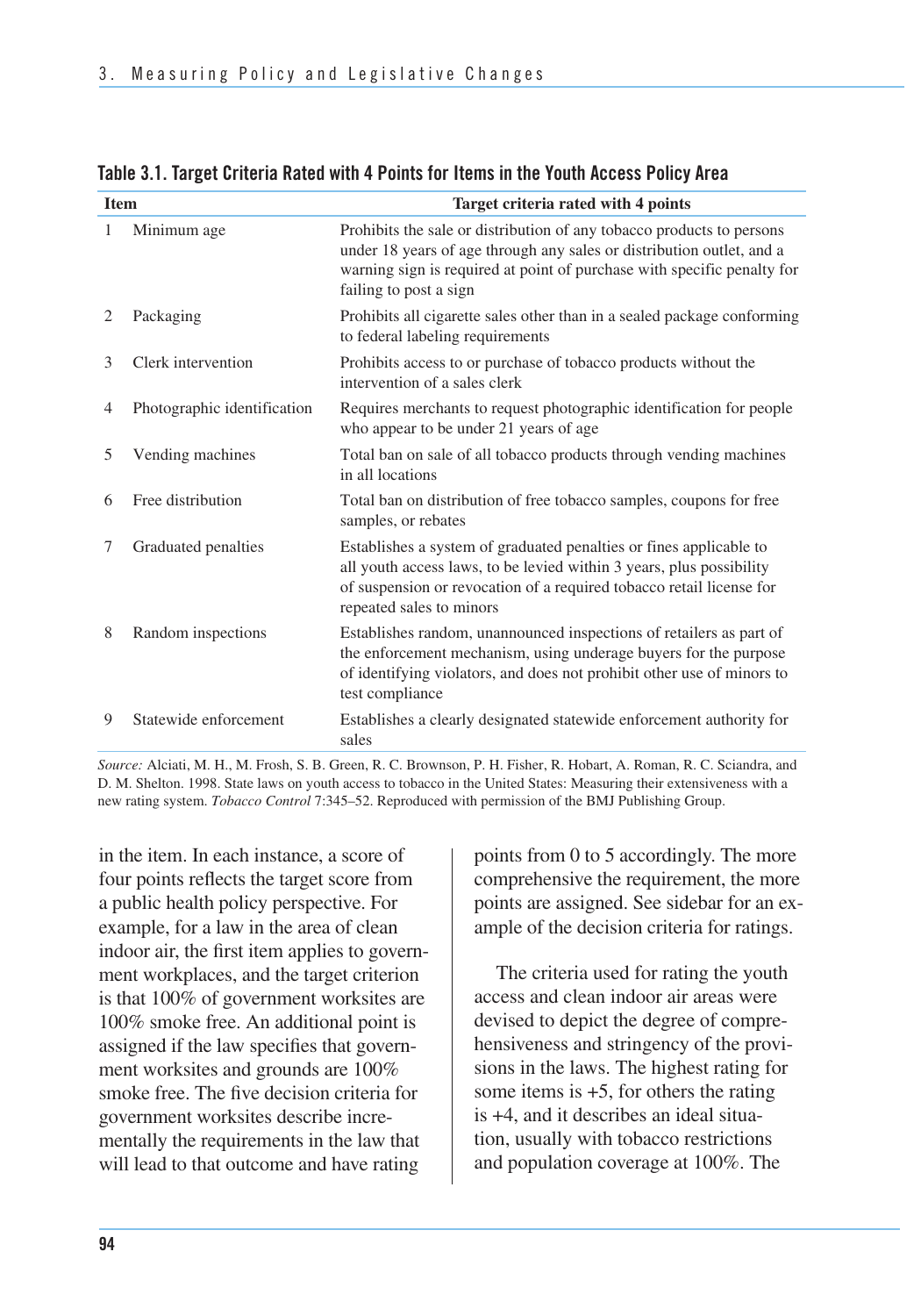**Table 3.1. Target Criteria Rated with 4 Points for Items in the Youth Access Policy Area**

| Item | | Target criteria rated with 4 points |
|---|---|---|
| 1 | Minimum age | Prohibits the sale or distribution of any tobacco products to persons under 18 years of age through any sales or distribution outlet, and a warning sign is required at point of purchase with specific penalty for failing to post a sign |
| 2 | Packaging | Prohibits all cigarette sales other than in a sealed package conforming to federal labeling requirements |
| 3 | Clerk intervention | Prohibits access to or purchase of tobacco products without the intervention of a sales clerk |
| 4 | Photographic identification | Requires merchants to request photographic identification for people who appear to be under 21 years of age |
| 5 | Vending machines | Total ban on sale of all tobacco products through vending machines in all locations |
| 6 | Free distribution | Total ban on distribution of free tobacco samples, coupons for free samples, or rebates |
| 7 | Graduated penalties | Establishes a system of graduated penalties or fines applicable to all youth access laws, to be levied within 3 years, plus possibility of suspension or revocation of a required tobacco retail license for repeated sales to minors |
| 8 | Random inspections | Establishes random, unannounced inspections of retailers as part of the enforcement mechanism, using underage buyers for the purpose of identifying violators, and does not prohibit other use of minors to test compliance |
| 9 | Statewide enforcement | Establishes a clearly designated statewide enforcement authority for sales |

*Source:* Alciati, M. H., M. Frosh, S. B. Green, R. C. Brownson, P. H. Fisher, R. Hobart, A. Roman, R. C. Sciandra, and D. M. Shelton. 1998. State laws on youth access to tobacco in the United States: Measuring their extensiveness with a new rating system. *Tobacco Control* 7:345–52. Reproduced with permission of the BMJ Publishing Group.

in the item. In each instance, a score of four points reflects the target score from a public health policy perspective. For example, for a law in the area of clean indoor air, the first item applies to government workplaces, and the target criterion is that 100% of government worksites are 100% smoke free. An additional point is assigned if the law specifies that government worksites and grounds are 100% smoke free. The five decision criteria for government worksites describe incrementally the requirements in the law that will lead to that outcome and have rating points from 0 to 5 accordingly. The more comprehensive the requirement, the more points are assigned. See sidebar for an example of the decision criteria for ratings.

The criteria used for rating the youth access and clean indoor air areas were devised to depict the degree of comprehensiveness and stringency of the provisions in the laws. The highest rating for some items is +5, for others the rating is +4, and it describes an ideal situation, usually with tobacco restrictions and population coverage at 100%. The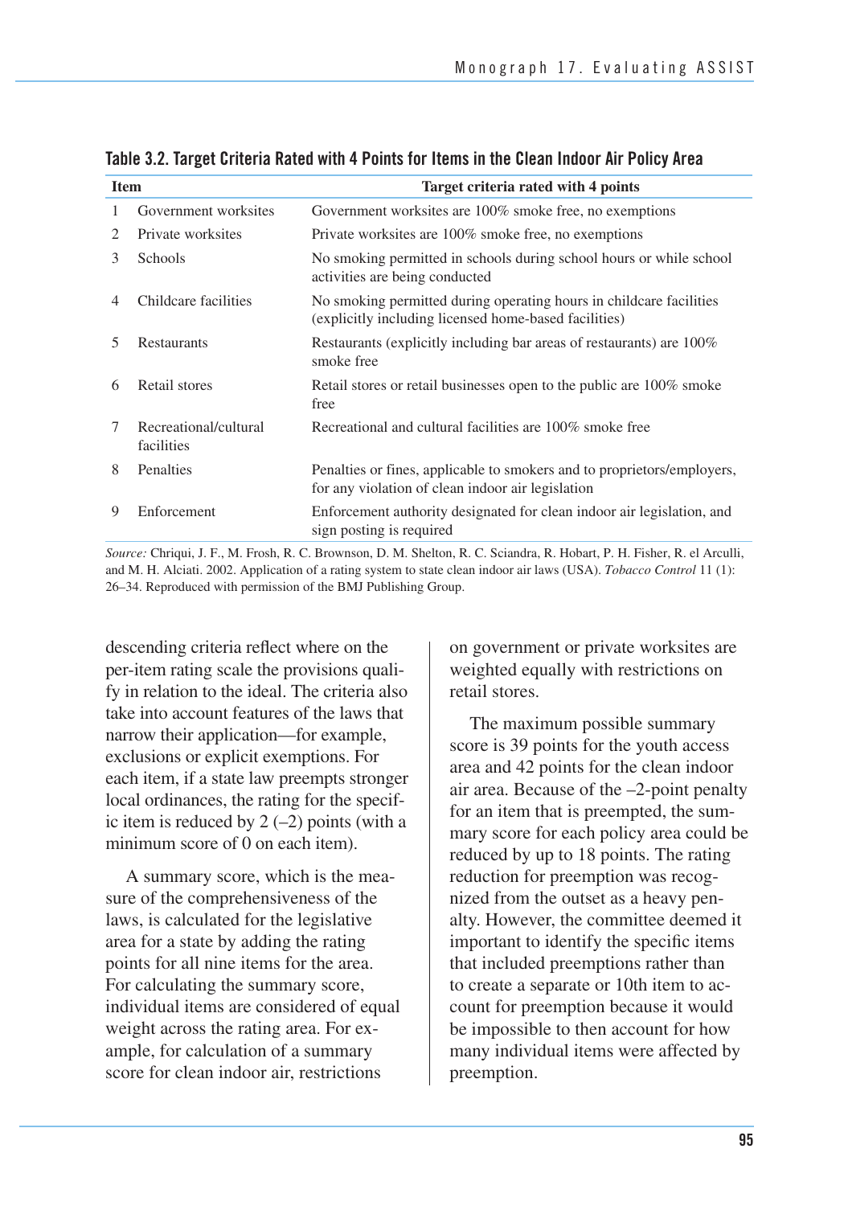**Table 3.2. Target Criteria Rated with 4 Points for Items in the Clean Indoor Air Policy Area**

| Item | | Target criteria rated with 4 points |
|---|---|---|
| 1 | Government worksites | Government worksites are 100% smoke free, no exemptions |
| 2 | Private worksites | Private worksites are 100% smoke free, no exemptions |
| 3 | Schools | No smoking permitted in schools during school hours or while school activities are being conducted |
| 4 | Childcare facilities | No smoking permitted during operating hours in childcare facilities (explicitly including licensed home-based facilities) |
| 5 | Restaurants | Restaurants (explicitly including bar areas of restaurants) are 100% smoke free |
| 6 | Retail stores | Retail stores or retail businesses open to the public are 100% smoke free |
| 7 | Recreational/cultural facilities | Recreational and cultural facilities are 100% smoke free |
| 8 | Penalties | Penalties or fines, applicable to smokers and to proprietors/employers, for any violation of clean indoor air legislation |
| 9 | Enforcement | Enforcement authority designated for clean indoor air legislation, and sign posting is required |

*Source:* Chriqui, J. F., M. Frosh, R. C. Brownson, D. M. Shelton, R. C. Sciandra, R. Hobart, P. H. Fisher, R. el Arculli, and M. H. Alciati. 2002. Application of a rating system to state clean indoor air laws (USA). *Tobacco Control* 11 (1): 26–34. Reproduced with permission of the BMJ Publishing Group.

descending criteria reflect where on the per-item rating scale the provisions qualify in relation to the ideal. The criteria also take into account features of the laws that narrow their application—for example, exclusions or explicit exemptions. For each item, if a state law preempts stronger local ordinances, the rating for the specific item is reduced by 2 (–2) points (with a minimum score of 0 on each item).

A summary score, which is the measure of the comprehensiveness of the laws, is calculated for the legislative area for a state by adding the rating points for all nine items for the area. For calculating the summary score, individual items are considered of equal weight across the rating area. For example, for calculation of a summary score for clean indoor air, restrictions on government or private worksites are weighted equally with restrictions on retail stores.

The maximum possible summary score is 39 points for the youth access area and 42 points for the clean indoor air area. Because of the –2-point penalty for an item that is preempted, the summary score for each policy area could be reduced by up to 18 points. The rating reduction for preemption was recognized from the outset as a heavy penalty. However, the committee deemed it important to identify the specific items that included preemptions rather than to create a separate or 10th item to account for preemption because it would be impossible to then account for how many individual items were affected by preemption.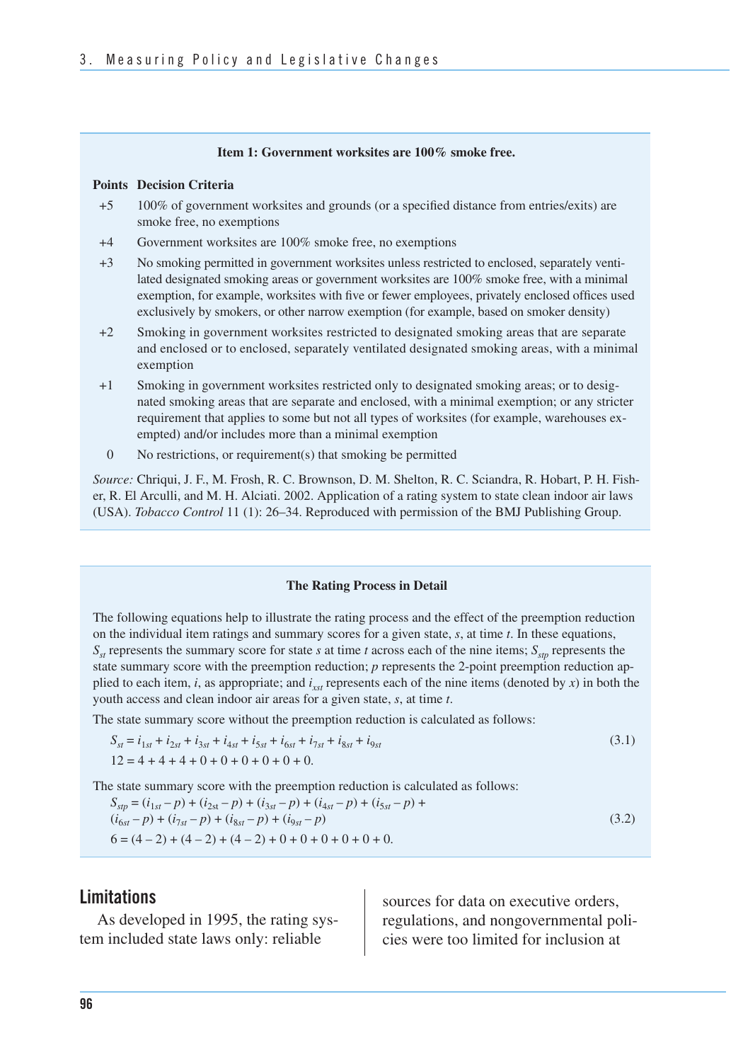**Item 1: Government worksites are 100% smoke free.**

| Points | Decision Criteria |
|---|---|
| +5 | 100% of government worksites and grounds (or a specified distance from entries/exits) are smoke free, no exemptions |
| +4 | Government worksites are 100% smoke free, no exemptions |
| +3 | No smoking permitted in government worksites unless restricted to enclosed, separately ventilated designated smoking areas or government worksites are 100% smoke free, with a minimal exemption, for example, worksites with five or fewer employees, privately enclosed offices used exclusively by smokers, or other narrow exemption (for example, based on smoker density) |
| +2 | Smoking in government worksites restricted to designated smoking areas that are separate and enclosed or to enclosed, separately ventilated designated smoking areas, with a minimal exemption |
| +1 | Smoking in government worksites restricted only to designated smoking areas; or to designated smoking areas that are separate and enclosed, with a minimal exemption; or any stricter requirement that applies to some but not all types of worksites (for example, warehouses exempted) and/or includes more than a minimal exemption |
| 0 | No restrictions, or requirement(s) that smoking be permitted |

*Source:* Chriqui, J. F., M. Frosh, R. C. Brownson, D. M. Shelton, R. C. Sciandra, R. Hobart, P. H. Fisher, R. El Arculli, and M. H. Alciati. 2002. Application of a rating system to state clean indoor air laws (USA). *Tobacco Control* 11 (1): 26–34. Reproduced with permission of the BMJ Publishing Group.

**The Rating Process in Detail**

The following equations help to illustrate the rating process and the effect of the preemption reduction on the individual item ratings and summary scores for a given state, *s*, at time *t*. In these equations, $S_{st}$ represents the summary score for state *s* at time *t* across each of the nine items; $S_{stp}$ represents the state summary score with the preemption reduction; *p* represents the 2-point preemption reduction applied to each item, *i*, as appropriate; and $i_{xst}$ represents each of the nine items (denoted by *x*) in both the youth access and clean indoor air areas for a given state, *s*, at time *t*.

The state summary score without the preemption reduction is calculated as follows:

$$S_{st} = i_{1st} + i_{2st} + i_{3st} + i_{4st} + i_{5st} + i_{6st} + i_{7st} + i_{8st} + i_{9st} \tag{3.1}$$
$$12 = 4 + 4 + 4 + 0 + 0 + 0 + 0 + 0 + 0.$$

The state summary score with the preemption reduction is calculated as follows:

$$S_{stp} = (i_{1st} - p) + (i_{2st} - p) + (i_{3st} - p) + (i_{4st} - p) + (i_{5st} - p) + (i_{6st} - p) + (i_{7st} - p) + (i_{8st} - p) + (i_{9st} - p) \tag{3.2}$$
$$6 = (4 - 2) + (4 - 2) + (4 - 2) + 0 + 0 + 0 + 0 + 0 + 0.$$

## Limitations

As developed in 1995, the rating system included state laws only: reliable sources for data on executive orders, regulations, and nongovernmental policies were too limited for inclusion at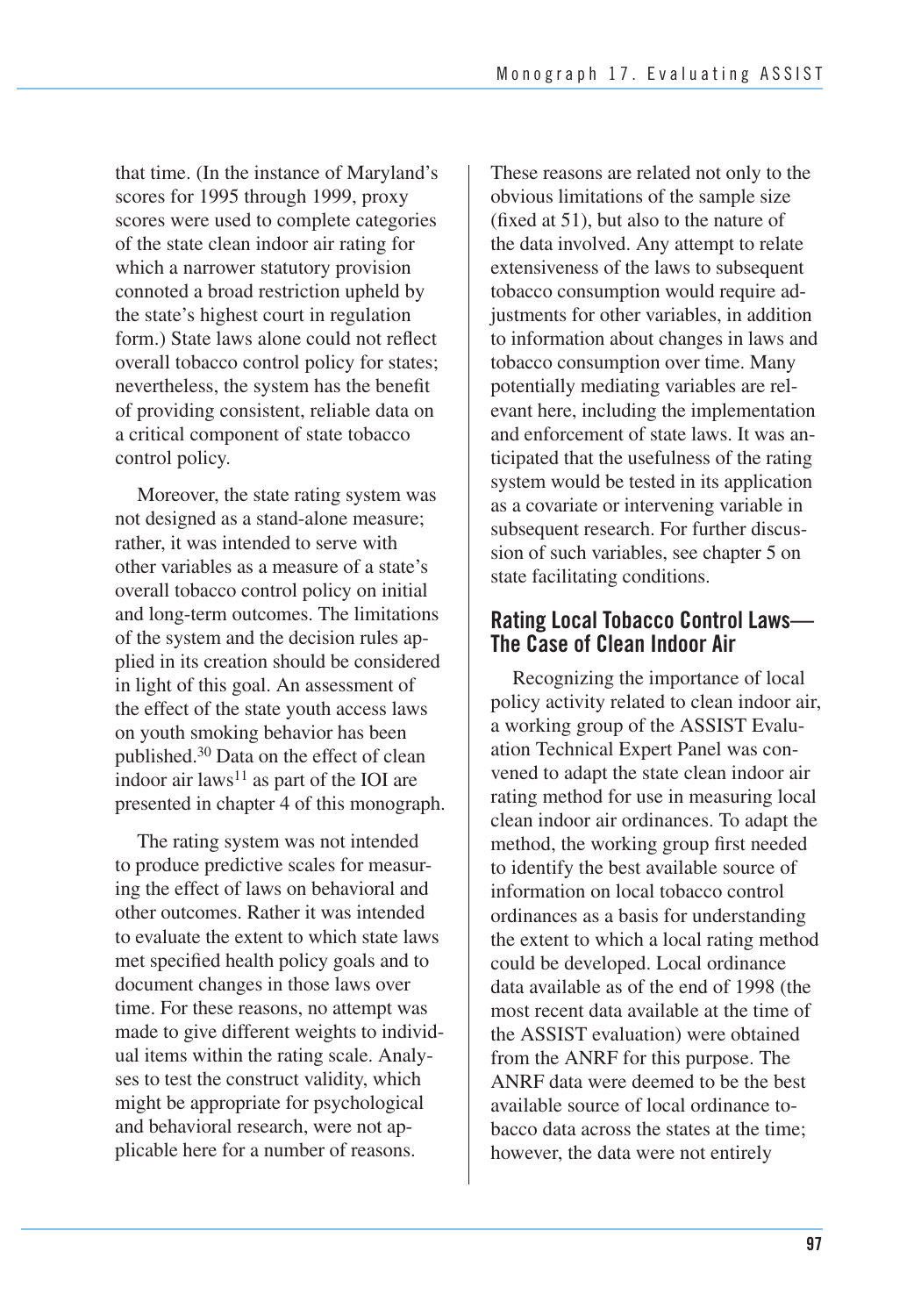that time. (In the instance of Maryland's scores for 1995 through 1999, proxy scores were used to complete categories of the state clean indoor air rating for which a narrower statutory provision connoted a broad restriction upheld by the state's highest court in regulation form.) State laws alone could not reflect overall tobacco control policy for states; nevertheless, the system has the benefit of providing consistent, reliable data on a critical component of state tobacco control policy.

Moreover, the state rating system was not designed as a stand-alone measure; rather, it was intended to serve with other variables as a measure of a state's overall tobacco control policy on initial and long-term outcomes. The limitations of the system and the decision rules applied in its creation should be considered in light of this goal. An assessment of the effect of the state youth access laws on youth smoking behavior has been published.[30] Data on the effect of clean indoor air laws[11] as part of the IOI are presented in chapter 4 of this monograph.

The rating system was not intended to produce predictive scales for measuring the effect of laws on behavioral and other outcomes. Rather it was intended to evaluate the extent to which state laws met specified health policy goals and to document changes in those laws over time. For these reasons, no attempt was made to give different weights to individual items within the rating scale. Analyses to test the construct validity, which might be appropriate for psychological and behavioral research, were not applicable here for a number of reasons. These reasons are related not only to the obvious limitations of the sample size (fixed at 51), but also to the nature of the data involved. Any attempt to relate extensiveness of the laws to subsequent tobacco consumption would require adjustments for other variables, in addition to information about changes in laws and tobacco consumption over time. Many potentially mediating variables are relevant here, including the implementation and enforcement of state laws. It was anticipated that the usefulness of the rating system would be tested in its application as a covariate or intervening variable in subsequent research. For further discussion of such variables, see chapter 5 on state facilitating conditions.

## Rating Local Tobacco Control Laws—The Case of Clean Indoor Air

Recognizing the importance of local policy activity related to clean indoor air, a working group of the ASSIST Evaluation Technical Expert Panel was convened to adapt the state clean indoor air rating method for use in measuring local clean indoor air ordinances. To adapt the method, the working group first needed to identify the best available source of information on local tobacco control ordinances as a basis for understanding the extent to which a local rating method could be developed. Local ordinance data available as of the end of 1998 (the most recent data available at the time of the ASSIST evaluation) were obtained from the ANRF for this purpose. The ANRF data were deemed to be the best available source of local ordinance tobacco data across the states at the time; however, the data were not entirely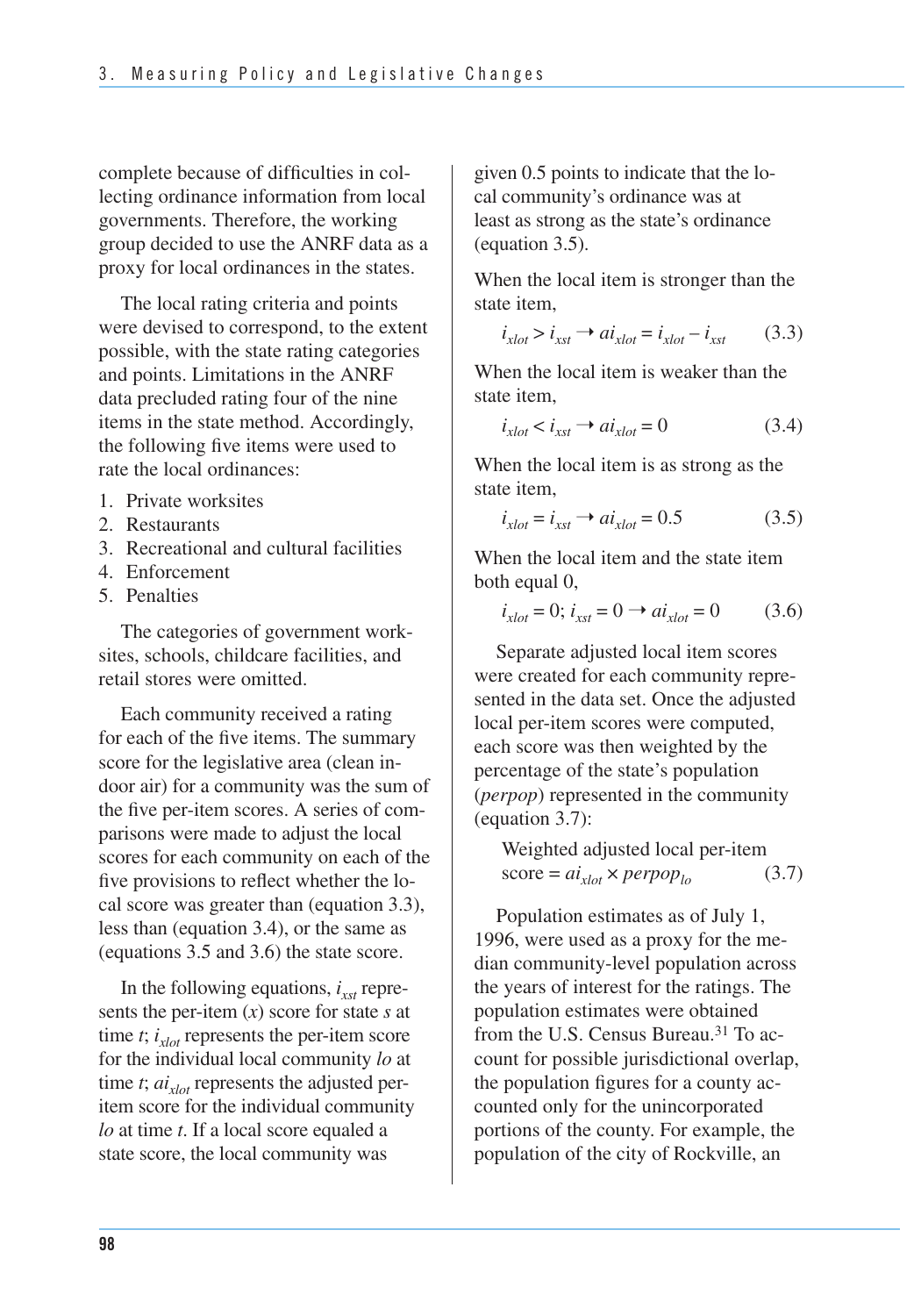complete because of difficulties in collecting ordinance information from local governments. Therefore, the working group decided to use the ANRF data as a proxy for local ordinances in the states.

The local rating criteria and points were devised to correspond, to the extent possible, with the state rating categories and points. Limitations in the ANRF data precluded rating four of the nine items in the state method. Accordingly, the following five items were used to rate the local ordinances:

1. Private worksites
2. Restaurants
3. Recreational and cultural facilities
4. Enforcement
5. Penalties

The categories of government worksites, schools, childcare facilities, and retail stores were omitted.

Each community received a rating for each of the five items. The summary score for the legislative area (clean indoor air) for a community was the sum of the five per-item scores. A series of comparisons were made to adjust the local scores for each community on each of the five provisions to reflect whether the local score was greater than (equation 3.3), less than (equation 3.4), or the same as (equations 3.5 and 3.6) the state score.

In the following equations, $i_{xst}$ represents the per-item ($x$) score for state $s$ at time $t$; $i_{xlot}$ represents the per-item score for the individual local community $lo$ at time $t$; $ai_{xlot}$ represents the adjusted per-item score for the individual community $lo$ at time $t$. If a local score equaled a state score, the local community was given 0.5 points to indicate that the local community's ordinance was at least as strong as the state's ordinance (equation 3.5).

When the local item is stronger than the state item,

$$i_{xlot} > i_{xst} \rightarrow ai_{xlot} = i_{xlot} - i_{xst} \qquad (3.3)$$

When the local item is weaker than the state item,

$$i_{xlot} < i_{xst} \rightarrow ai_{xlot} = 0 \qquad (3.4)$$

When the local item is as strong as the state item,

$$i_{xlot} = i_{xst} \rightarrow ai_{xlot} = 0.5 \qquad (3.5)$$

When the local item and the state item both equal 0,

$$i_{xlot} = 0;\ i_{xst} = 0 \rightarrow ai_{xlot} = 0 \qquad (3.6)$$

Separate adjusted local item scores were created for each community represented in the data set. Once the adjusted local per-item scores were computed, each score was then weighted by the percentage of the state's population (*perpop*) represented in the community (equation 3.7):

$$\text{Weighted adjusted local per-item score} = ai_{xlot} \times perpop_{lo} \qquad (3.7)$$

Population estimates as of July 1, 1996, were used as a proxy for the median community-level population across the years of interest for the ratings. The population estimates were obtained from the U.S. Census Bureau.[31] To account for possible jurisdictional overlap, the population figures for a county accounted only for the unincorporated portions of the county. For example, the population of the city of Rockville, an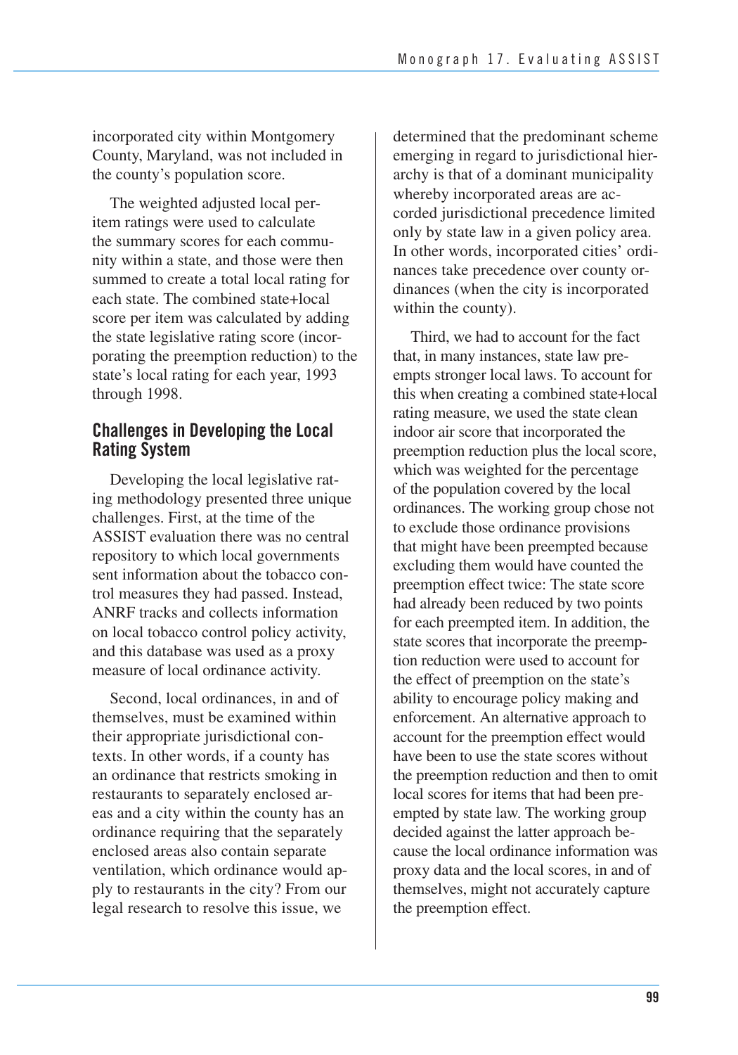incorporated city within Montgomery County, Maryland, was not included in the county's population score.

The weighted adjusted local per-item ratings were used to calculate the summary scores for each community within a state, and those were then summed to create a total local rating for each state. The combined state+local score per item was calculated by adding the state legislative rating score (incorporating the preemption reduction) to the state's local rating for each year, 1993 through 1998.

## Challenges in Developing the Local Rating System

Developing the local legislative rating methodology presented three unique challenges. First, at the time of the ASSIST evaluation there was no central repository to which local governments sent information about the tobacco control measures they had passed. Instead, ANRF tracks and collects information on local tobacco control policy activity, and this database was used as a proxy measure of local ordinance activity.

Second, local ordinances, in and of themselves, must be examined within their appropriate jurisdictional contexts. In other words, if a county has an ordinance that restricts smoking in restaurants to separately enclosed areas and a city within the county has an ordinance requiring that the separately enclosed areas also contain separate ventilation, which ordinance would apply to restaurants in the city? From our legal research to resolve this issue, we determined that the predominant scheme emerging in regard to jurisdictional hierarchy is that of a dominant municipality whereby incorporated areas are accorded jurisdictional precedence limited only by state law in a given policy area. In other words, incorporated cities' ordinances take precedence over county ordinances (when the city is incorporated within the county).

Third, we had to account for the fact that, in many instances, state law preempts stronger local laws. To account for this when creating a combined state+local rating measure, we used the state clean indoor air score that incorporated the preemption reduction plus the local score, which was weighted for the percentage of the population covered by the local ordinances. The working group chose not to exclude those ordinance provisions that might have been preempted because excluding them would have counted the preemption effect twice: The state score had already been reduced by two points for each preempted item. In addition, the state scores that incorporate the preemption reduction were used to account for the effect of preemption on the state's ability to encourage policy making and enforcement. An alternative approach to account for the preemption effect would have been to use the state scores without the preemption reduction and then to omit local scores for items that had been preempted by state law. The working group decided against the latter approach because the local ordinance information was proxy data and the local scores, in and of themselves, might not accurately capture the preemption effect.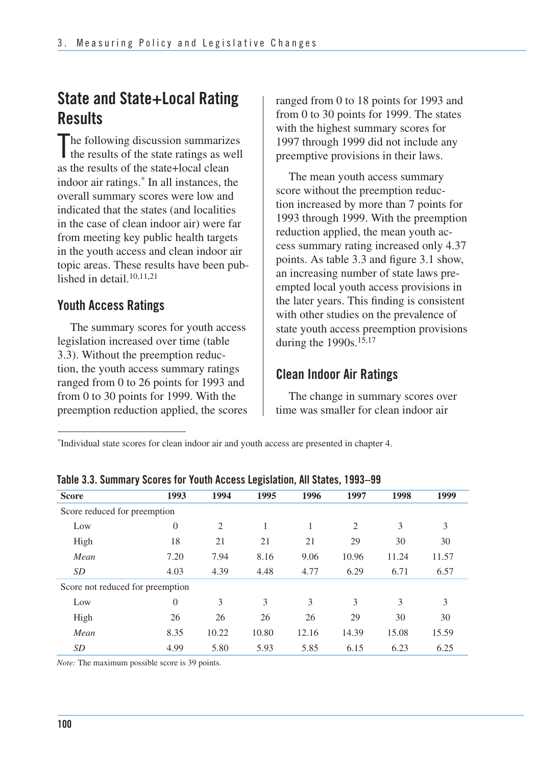## State and State+Local Rating Results

The following discussion summarizes the results of the state ratings as well as the results of the state+local clean indoor air ratings.* In all instances, the overall summary scores were low and indicated that the states (and localities in the case of clean indoor air) were far from meeting key public health targets in the youth access and clean indoor air topic areas. These results have been published in detail.[10,11,21]

### Youth Access Ratings

The summary scores for youth access legislation increased over time (table 3.3). Without the preemption reduction, the youth access summary ratings ranged from 0 to 26 points for 1993 and from 0 to 30 points for 1999. With the preemption reduction applied, the scores ranged from 0 to 18 points for 1993 and from 0 to 30 points for 1999. The states with the highest summary scores for 1997 through 1999 did not include any preemptive provisions in their laws.

The mean youth access summary score without the preemption reduction increased by more than 7 points for 1993 through 1999. With the preemption reduction applied, the mean youth access summary rating increased only 4.37 points. As table 3.3 and figure 3.1 show, an increasing number of state laws preempted local youth access provisions in the later years. This finding is consistent with other studies on the prevalence of state youth access preemption provisions during the 1990s.[15,17]

### Clean Indoor Air Ratings

The change in summary scores over time was smaller for clean indoor air

*Individual state scores for clean indoor air and youth access are presented in chapter 4.

**Table 3.3. Summary Scores for Youth Access Legislation, All States, 1993–99**

| Score | 1993 | 1994 | 1995 | 1996 | 1997 | 1998 | 1999 |
|---|---|---|---|---|---|---|---|
| Score reduced for preemption | | | | | | | |
| Low | 0 | 2 | 1 | 1 | 2 | 3 | 3 |
| High | 18 | 21 | 21 | 21 | 29 | 30 | 30 |
| *Mean* | 7.20 | 7.94 | 8.16 | 9.06 | 10.96 | 11.24 | 11.57 |
| *SD* | 4.03 | 4.39 | 4.48 | 4.77 | 6.29 | 6.71 | 6.57 |
| Score not reduced for preemption | | | | | | | |
| Low | 0 | 3 | 3 | 3 | 3 | 3 | 3 |
| High | 26 | 26 | 26 | 26 | 29 | 30 | 30 |
| *Mean* | 8.35 | 10.22 | 10.80 | 12.16 | 14.39 | 15.08 | 15.59 |
| *SD* | 4.99 | 5.80 | 5.93 | 5.85 | 6.15 | 6.23 | 6.25 |

*Note:* The maximum possible score is 39 points.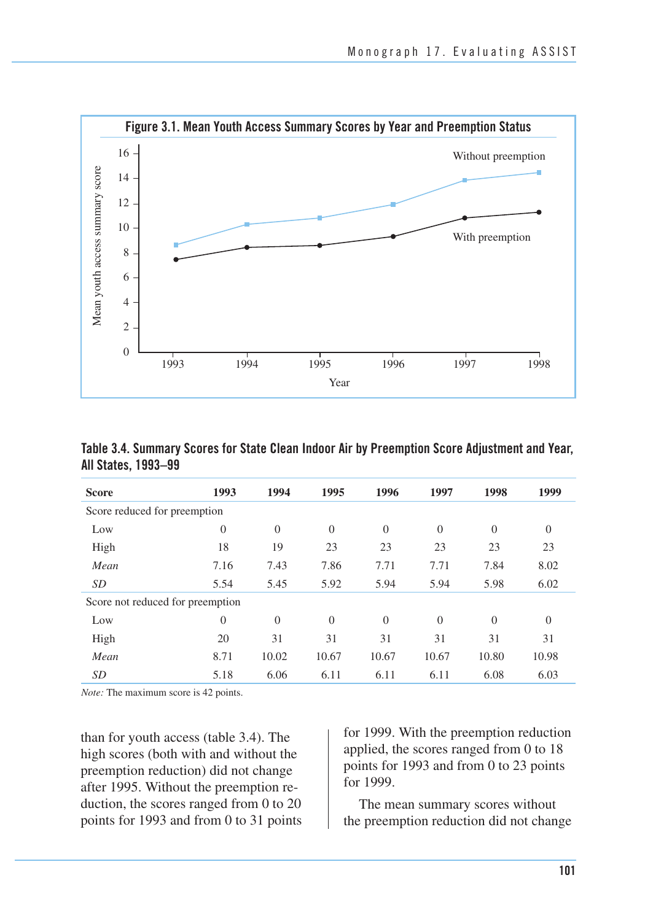**Figure 3.1. Mean Youth Access Summary Scores by Year and Preemption Status**

**Table 3.4. Summary Scores for State Clean Indoor Air by Preemption Score Adjustment and Year, All States, 1993–99**

| Score | 1993 | 1994 | 1995 | 1996 | 1997 | 1998 | 1999 |
|---|---|---|---|---|---|---|---|
| Score reduced for preemption | | | | | | | |
| Low | 0 | 0 | 0 | 0 | 0 | 0 | 0 |
| High | 18 | 19 | 23 | 23 | 23 | 23 | 23 |
| *Mean* | 7.16 | 7.43 | 7.86 | 7.71 | 7.71 | 7.84 | 8.02 |
| *SD* | 5.54 | 5.45 | 5.92 | 5.94 | 5.94 | 5.98 | 6.02 |
| Score not reduced for preemption | | | | | | | |
| Low | 0 | 0 | 0 | 0 | 0 | 0 | 0 |
| High | 20 | 31 | 31 | 31 | 31 | 31 | 31 |
| *Mean* | 8.71 | 10.02 | 10.67 | 10.67 | 10.67 | 10.80 | 10.98 |
| *SD* | 5.18 | 6.06 | 6.11 | 6.11 | 6.11 | 6.08 | 6.03 |

*Note:* The maximum score is 42 points.

than for youth access (table 3.4). The high scores (both with and without the preemption reduction) did not change after 1995. Without the preemption reduction, the scores ranged from 0 to 20 points for 1993 and from 0 to 31 points for 1999. With the preemption reduction applied, the scores ranged from 0 to 18 points for 1993 and from 0 to 23 points for 1999.

The mean summary scores without the preemption reduction did not change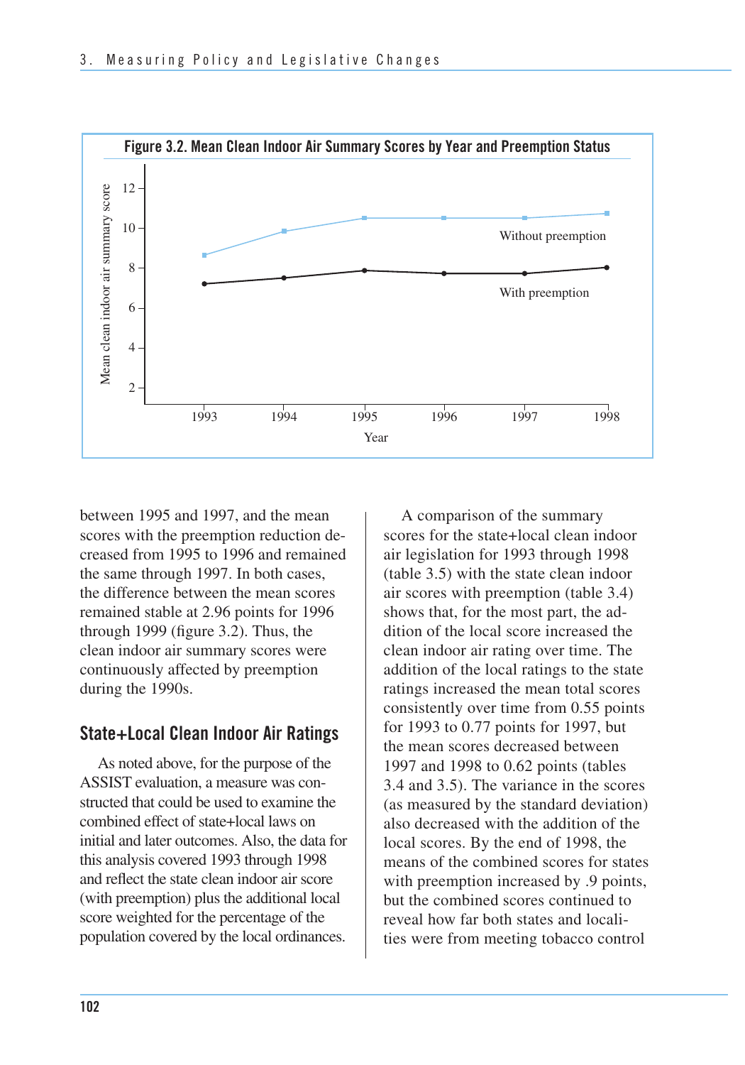**Figure 3.2. Mean Clean Indoor Air Summary Scores by Year and Preemption Status**

between 1995 and 1997, and the mean scores with the preemption reduction decreased from 1995 to 1996 and remained the same through 1997. In both cases, the difference between the mean scores remained stable at 2.96 points for 1996 through 1999 (figure 3.2). Thus, the clean indoor air summary scores were continuously affected by preemption during the 1990s.

## State+Local Clean Indoor Air Ratings

As noted above, for the purpose of the ASSIST evaluation, a measure was constructed that could be used to examine the combined effect of state+local laws on initial and later outcomes. Also, the data for this analysis covered 1993 through 1998 and reflect the state clean indoor air score (with preemption) plus the additional local score weighted for the percentage of the population covered by the local ordinances.

A comparison of the summary scores for the state+local clean indoor air legislation for 1993 through 1998 (table 3.5) with the state clean indoor air scores with preemption (table 3.4) shows that, for the most part, the addition of the local score increased the clean indoor air rating over time. The addition of the local ratings to the state ratings increased the mean total scores consistently over time from 0.55 points for 1993 to 0.77 points for 1997, but the mean scores decreased between 1997 and 1998 to 0.62 points (tables 3.4 and 3.5). The variance in the scores (as measured by the standard deviation) also decreased with the addition of the local scores. By the end of 1998, the means of the combined scores for states with preemption increased by .9 points, but the combined scores continued to reveal how far both states and localities were from meeting tobacco control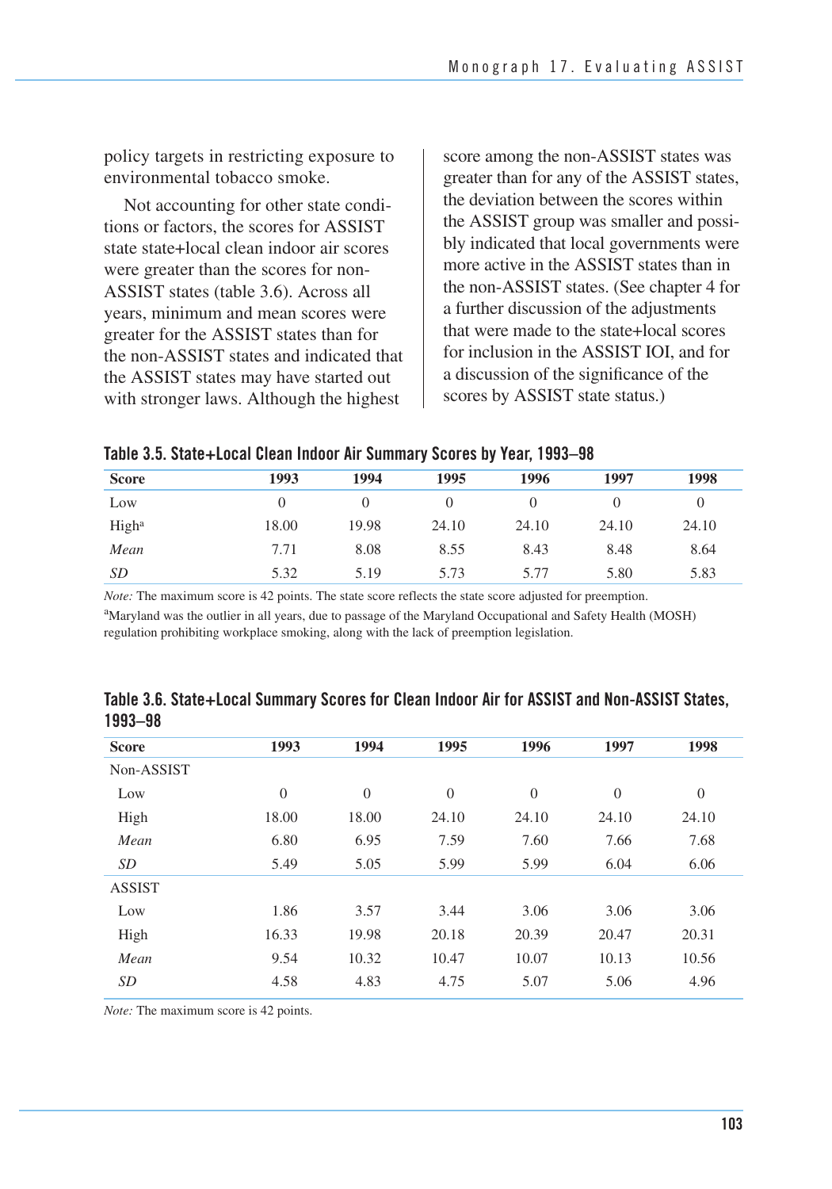policy targets in restricting exposure to environmental tobacco smoke.

Not accounting for other state conditions or factors, the scores for ASSIST state state+local clean indoor air scores were greater than the scores for non-ASSIST states (table 3.6). Across all years, minimum and mean scores were greater for the ASSIST states than for the non-ASSIST states and indicated that the ASSIST states may have started out with stronger laws. Although the highest score among the non-ASSIST states was greater than for any of the ASSIST states, the deviation between the scores within the ASSIST group was smaller and possibly indicated that local governments were more active in the ASSIST states than in the non-ASSIST states. (See chapter 4 for a further discussion of the adjustments that were made to the state+local scores for inclusion in the ASSIST IOI, and for a discussion of the significance of the scores by ASSIST state status.)

**Table 3.5. State+Local Clean Indoor Air Summary Scores by Year, 1993–98**

| Score | 1993 | 1994 | 1995 | 1996 | 1997 | 1998 |
|---|---|---|---|---|---|---|
| Low | 0 | 0 | 0 | 0 | 0 | 0 |
| High[a] | 18.00 | 19.98 | 24.10 | 24.10 | 24.10 | 24.10 |
| *Mean* | 7.71 | 8.08 | 8.55 | 8.43 | 8.48 | 8.64 |
| *SD* | 5.32 | 5.19 | 5.73 | 5.77 | 5.80 | 5.83 |

*Note:* The maximum score is 42 points. The state score reflects the state score adjusted for preemption.

[a]Maryland was the outlier in all years, due to passage of the Maryland Occupational and Safety Health (MOSH) regulation prohibiting workplace smoking, along with the lack of preemption legislation.

**Table 3.6. State+Local Summary Scores for Clean Indoor Air for ASSIST and Non-ASSIST States, 1993–98**

| Score | 1993 | 1994 | 1995 | 1996 | 1997 | 1998 |
|---|---|---|---|---|---|---|
| Non-ASSIST | | | | | | |
| Low | 0 | 0 | 0 | 0 | 0 | 0 |
| High | 18.00 | 18.00 | 24.10 | 24.10 | 24.10 | 24.10 |
| *Mean* | 6.80 | 6.95 | 7.59 | 7.60 | 7.66 | 7.68 |
| *SD* | 5.49 | 5.05 | 5.99 | 5.99 | 6.04 | 6.06 |
| ASSIST | | | | | | |
| Low | 1.86 | 3.57 | 3.44 | 3.06 | 3.06 | 3.06 |
| High | 16.33 | 19.98 | 20.18 | 20.39 | 20.47 | 20.31 |
| *Mean* | 9.54 | 10.32 | 10.47 | 10.07 | 10.13 | 10.56 |
| *SD* | 4.58 | 4.83 | 4.75 | 5.07 | 5.06 | 4.96 |

*Note:* The maximum score is 42 points.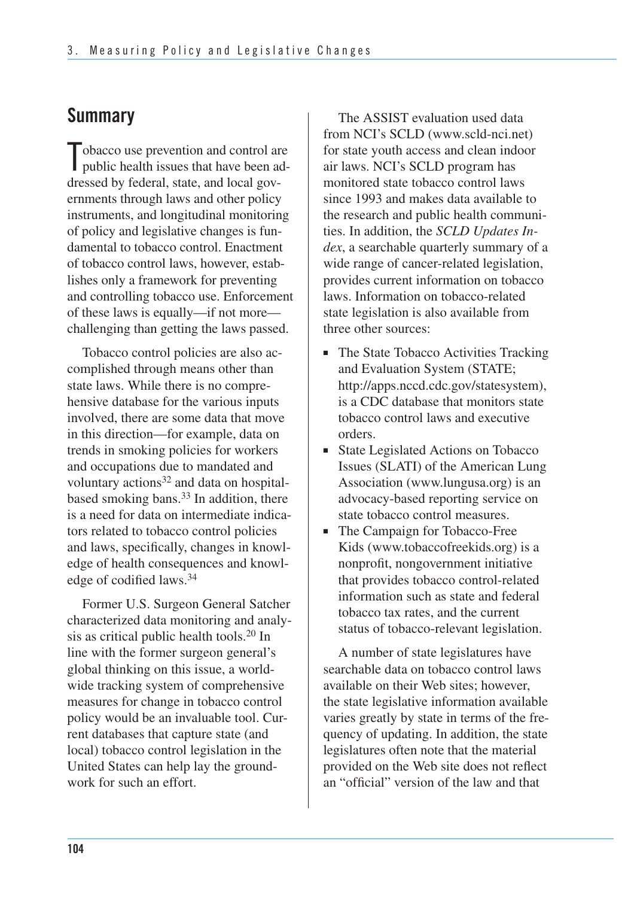## Summary

Tobacco use prevention and control are public health issues that have been addressed by federal, state, and local governments through laws and other policy instruments, and longitudinal monitoring of policy and legislative changes is fundamental to tobacco control. Enactment of tobacco control laws, however, establishes only a framework for preventing and controlling tobacco use. Enforcement of these laws is equally—if not more—challenging than getting the laws passed.

Tobacco control policies are also accomplished through means other than state laws. While there is no comprehensive database for the various inputs involved, there are some data that move in this direction—for example, data on trends in smoking policies for workers and occupations due to mandated and voluntary actions[32] and data on hospital-based smoking bans.[33] In addition, there is a need for data on intermediate indicators related to tobacco control policies and laws, specifically, changes in knowledge of health consequences and knowledge of codified laws.[34]

Former U.S. Surgeon General Satcher characterized data monitoring and analysis as critical public health tools.[20] In line with the former surgeon general's global thinking on this issue, a worldwide tracking system of comprehensive measures for change in tobacco control policy would be an invaluable tool. Current databases that capture state (and local) tobacco control legislation in the United States can help lay the groundwork for such an effort.

The ASSIST evaluation used data from NCI's SCLD (www.scld-nci.net) for state youth access and clean indoor air laws. NCI's SCLD program has monitored state tobacco control laws since 1993 and makes data available to the research and public health communities. In addition, the *SCLD Updates Index*, a searchable quarterly summary of a wide range of cancer-related legislation, provides current information on tobacco laws. Information on tobacco-related state legislation is also available from three other sources:

- The State Tobacco Activities Tracking and Evaluation System (STATE; http://apps.nccd.cdc.gov/statesystem), is a CDC database that monitors state tobacco control laws and executive orders.
- State Legislated Actions on Tobacco Issues (SLATI) of the American Lung Association (www.lungusa.org) is an advocacy-based reporting service on state tobacco control measures.
- The Campaign for Tobacco-Free Kids (www.tobaccofreekids.org) is a nonprofit, nongovernment initiative that provides tobacco control-related information such as state and federal tobacco tax rates, and the current status of tobacco-relevant legislation.

A number of state legislatures have searchable data on tobacco control laws available on their Web sites; however, the state legislative information available varies greatly by state in terms of the frequency of updating. In addition, the state legislatures often note that the material provided on the Web site does not reflect an "official" version of the law and that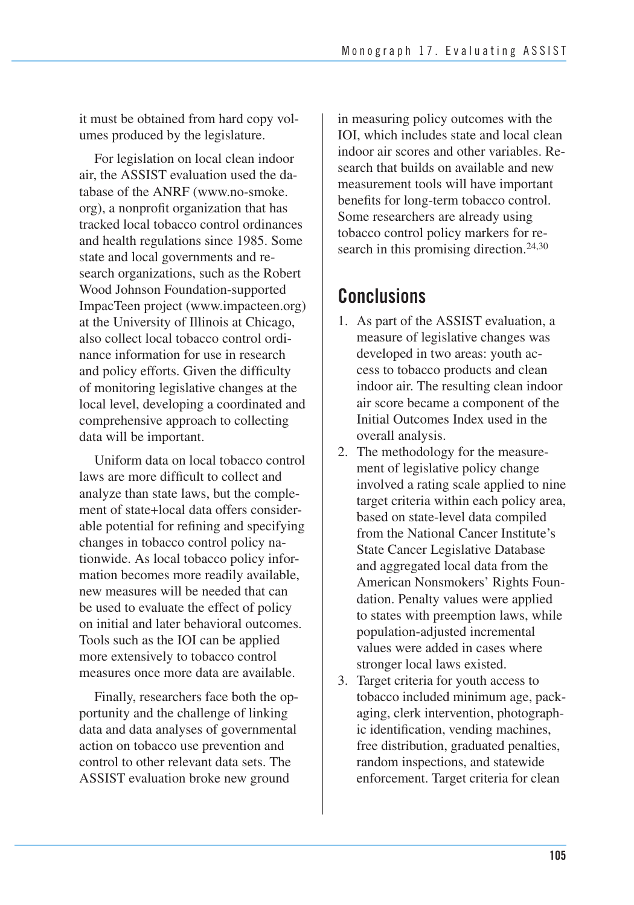it must be obtained from hard copy volumes produced by the legislature.

For legislation on local clean indoor air, the ASSIST evaluation used the database of the ANRF (www.no-smoke.org), a nonprofit organization that has tracked local tobacco control ordinances and health regulations since 1985. Some state and local governments and research organizations, such as the Robert Wood Johnson Foundation-supported ImpacTeen project (www.impacteen.org) at the University of Illinois at Chicago, also collect local tobacco control ordinance information for use in research and policy efforts. Given the difficulty of monitoring legislative changes at the local level, developing a coordinated and comprehensive approach to collecting data will be important.

Uniform data on local tobacco control laws are more difficult to collect and analyze than state laws, but the complement of state+local data offers considerable potential for refining and specifying changes in tobacco control policy nationwide. As local tobacco policy information becomes more readily available, new measures will be needed that can be used to evaluate the effect of policy on initial and later behavioral outcomes. Tools such as the IOI can be applied more extensively to tobacco control measures once more data are available.

Finally, researchers face both the opportunity and the challenge of linking data and data analyses of governmental action on tobacco use prevention and control to other relevant data sets. The ASSIST evaluation broke new ground in measuring policy outcomes with the IOI, which includes state and local clean indoor air scores and other variables. Research that builds on available and new measurement tools will have important benefits for long-term tobacco control. Some researchers are already using tobacco control policy markers for research in this promising direction.[24,30]

## Conclusions

1. As part of the ASSIST evaluation, a measure of legislative changes was developed in two areas: youth access to tobacco products and clean indoor air. The resulting clean indoor air score became a component of the Initial Outcomes Index used in the overall analysis.
2. The methodology for the measurement of legislative policy change involved a rating scale applied to nine target criteria within each policy area, based on state-level data compiled from the National Cancer Institute's State Cancer Legislative Database and aggregated local data from the American Nonsmokers' Rights Foundation. Penalty values were applied to states with preemption laws, while population-adjusted incremental values were added in cases where stronger local laws existed.
3. Target criteria for youth access to tobacco included minimum age, packaging, clerk intervention, photographic identification, vending machines, free distribution, graduated penalties, random inspections, and statewide enforcement. Target criteria for clean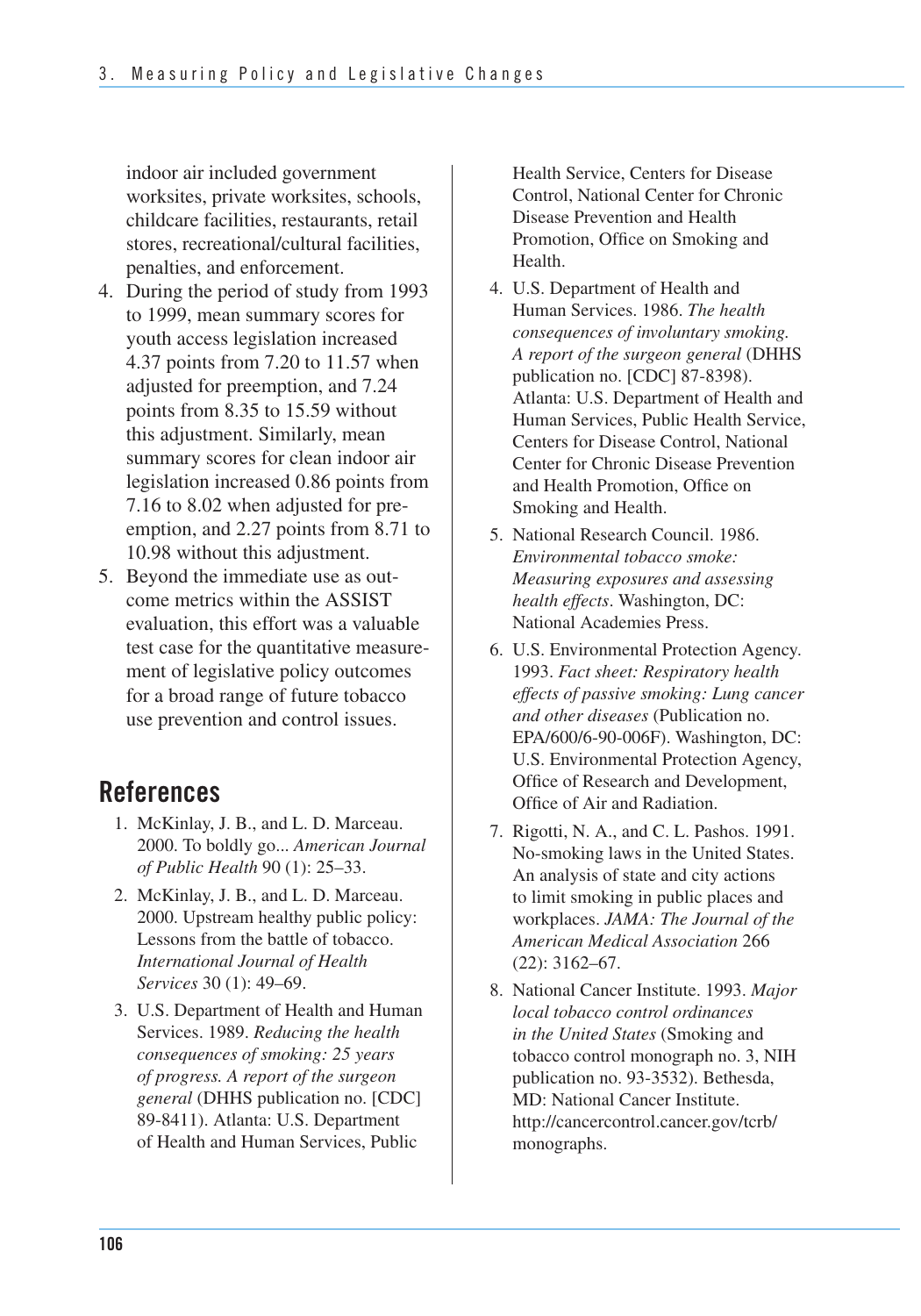indoor air included government worksites, private worksites, schools, childcare facilities, restaurants, retail stores, recreational/cultural facilities, penalties, and enforcement.

4. During the period of study from 1993 to 1999, mean summary scores for youth access legislation increased 4.37 points from 7.20 to 11.57 when adjusted for preemption, and 7.24 points from 8.35 to 15.59 without this adjustment. Similarly, mean summary scores for clean indoor air legislation increased 0.86 points from 7.16 to 8.02 when adjusted for preemption, and 2.27 points from 8.71 to 10.98 without this adjustment.
5. Beyond the immediate use as outcome metrics within the ASSIST evaluation, this effort was a valuable test case for the quantitative measurement of legislative policy outcomes for a broad range of future tobacco use prevention and control issues.

## References

1. McKinlay, J. B., and L. D. Marceau. 2000. To boldly go... *American Journal of Public Health* 90 (1): 25–33.
2. McKinlay, J. B., and L. D. Marceau. 2000. Upstream healthy public policy: Lessons from the battle of tobacco. *International Journal of Health Services* 30 (1): 49–69.
3. U.S. Department of Health and Human Services. 1989. *Reducing the health consequences of smoking: 25 years of progress. A report of the surgeon general* (DHHS publication no. [CDC] 89-8411). Atlanta: U.S. Department of Health and Human Services, Public Health Service, Centers for Disease Control, National Center for Chronic Disease Prevention and Health Promotion, Office on Smoking and Health.
4. U.S. Department of Health and Human Services. 1986. *The health consequences of involuntary smoking. A report of the surgeon general* (DHHS publication no. [CDC] 87-8398). Atlanta: U.S. Department of Health and Human Services, Public Health Service, Centers for Disease Control, National Center for Chronic Disease Prevention and Health Promotion, Office on Smoking and Health.
5. National Research Council. 1986. *Environmental tobacco smoke: Measuring exposures and assessing health effects*. Washington, DC: National Academies Press.
6. U.S. Environmental Protection Agency. 1993. *Fact sheet: Respiratory health effects of passive smoking: Lung cancer and other diseases* (Publication no. EPA/600/6-90-006F). Washington, DC: U.S. Environmental Protection Agency, Office of Research and Development, Office of Air and Radiation.
7. Rigotti, N. A., and C. L. Pashos. 1991. No-smoking laws in the United States. An analysis of state and city actions to limit smoking in public places and workplaces. *JAMA: The Journal of the American Medical Association* 266 (22): 3162–67.
8. National Cancer Institute. 1993. *Major local tobacco control ordinances in the United States* (Smoking and tobacco control monograph no. 3, NIH publication no. 93-3532). Bethesda, MD: National Cancer Institute. http://cancercontrol.cancer.gov/tcrb/monographs.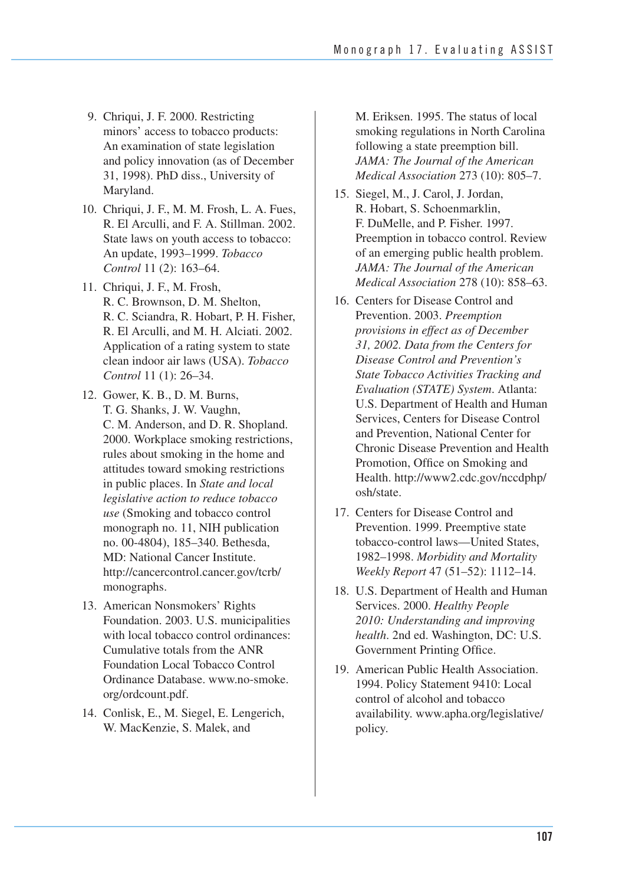9. Chriqui, J. F. 2000. Restricting minors' access to tobacco products: An examination of state legislation and policy innovation (as of December 31, 1998). PhD diss., University of Maryland.
10. Chriqui, J. F., M. M. Frosh, L. A. Fues, R. El Arculli, and F. A. Stillman. 2002. State laws on youth access to tobacco: An update, 1993–1999. *Tobacco Control* 11 (2): 163–64.
11. Chriqui, J. F., M. Frosh, R. C. Brownson, D. M. Shelton, R. C. Sciandra, R. Hobart, P. H. Fisher, R. El Arculli, and M. H. Alciati. 2002. Application of a rating system to state clean indoor air laws (USA). *Tobacco Control* 11 (1): 26–34.
12. Gower, K. B., D. M. Burns, T. G. Shanks, J. W. Vaughn, C. M. Anderson, and D. R. Shopland. 2000. Workplace smoking restrictions, rules about smoking in the home and attitudes toward smoking restrictions in public places. In *State and local legislative action to reduce tobacco use* (Smoking and tobacco control monograph no. 11, NIH publication no. 00-4804), 185–340. Bethesda, MD: National Cancer Institute. http://cancercontrol.cancer.gov/tcrb/monographs.
13. American Nonsmokers' Rights Foundation. 2003. U.S. municipalities with local tobacco control ordinances: Cumulative totals from the ANR Foundation Local Tobacco Control Ordinance Database. www.no-smoke.org/ordcount.pdf.
14. Conlisk, E., M. Siegel, E. Lengerich, W. MacKenzie, S. Malek, and M. Eriksen. 1995. The status of local smoking regulations in North Carolina following a state preemption bill. *JAMA: The Journal of the American Medical Association* 273 (10): 805–7.
15. Siegel, M., J. Carol, J. Jordan, R. Hobart, S. Schoenmarklin, F. DuMelle, and P. Fisher. 1997. Preemption in tobacco control. Review of an emerging public health problem. *JAMA: The Journal of the American Medical Association* 278 (10): 858–63.
16. Centers for Disease Control and Prevention. 2003. *Preemption provisions in effect as of December 31, 2002. Data from the Centers for Disease Control and Prevention's State Tobacco Activities Tracking and Evaluation (STATE) System*. Atlanta: U.S. Department of Health and Human Services, Centers for Disease Control and Prevention, National Center for Chronic Disease Prevention and Health Promotion, Office on Smoking and Health. http://www2.cdc.gov/nccdphp/osh/state.
17. Centers for Disease Control and Prevention. 1999. Preemptive state tobacco-control laws—United States, 1982–1998. *Morbidity and Mortality Weekly Report* 47 (51–52): 1112–14.
18. U.S. Department of Health and Human Services. 2000. *Healthy People 2010: Understanding and improving health*. 2nd ed. Washington, DC: U.S. Government Printing Office.
19. American Public Health Association. 1994. Policy Statement 9410: Local control of alcohol and tobacco availability. www.apha.org/legislative/policy.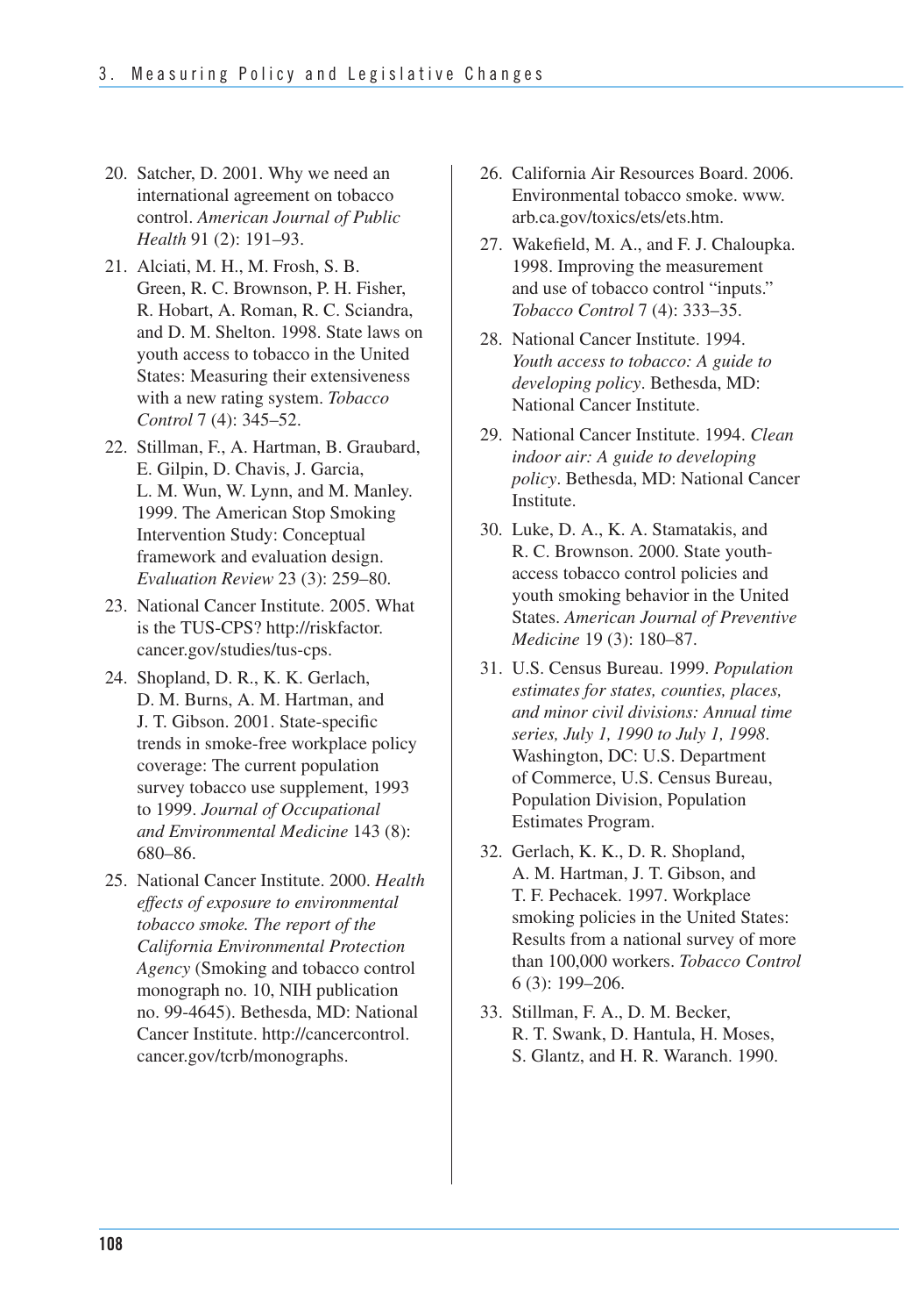20. Satcher, D. 2001. Why we need an international agreement on tobacco control. *American Journal of Public Health* 91 (2): 191–93.
21. Alciati, M. H., M. Frosh, S. B. Green, R. C. Brownson, P. H. Fisher, R. Hobart, A. Roman, R. C. Sciandra, and D. M. Shelton. 1998. State laws on youth access to tobacco in the United States: Measuring their extensiveness with a new rating system. *Tobacco Control* 7 (4): 345–52.
22. Stillman, F., A. Hartman, B. Graubard, E. Gilpin, D. Chavis, J. Garcia, L. M. Wun, W. Lynn, and M. Manley. 1999. The American Stop Smoking Intervention Study: Conceptual framework and evaluation design. *Evaluation Review* 23 (3): 259–80.
23. National Cancer Institute. 2005. What is the TUS-CPS? http://riskfactor.cancer.gov/studies/tus-cps.
24. Shopland, D. R., K. K. Gerlach, D. M. Burns, A. M. Hartman, and J. T. Gibson. 2001. State-specific trends in smoke-free workplace policy coverage: The current population survey tobacco use supplement, 1993 to 1999. *Journal of Occupational and Environmental Medicine* 143 (8): 680–86.
25. National Cancer Institute. 2000. *Health effects of exposure to environmental tobacco smoke. The report of the California Environmental Protection Agency* (Smoking and tobacco control monograph no. 10, NIH publication no. 99-4645). Bethesda, MD: National Cancer Institute. http://cancercontrol.cancer.gov/tcrb/monographs.
26. California Air Resources Board. 2006. Environmental tobacco smoke. www.arb.ca.gov/toxics/ets/ets.htm.
27. Wakefield, M. A., and F. J. Chaloupka. 1998. Improving the measurement and use of tobacco control "inputs." *Tobacco Control* 7 (4): 333–35.
28. National Cancer Institute. 1994. *Youth access to tobacco: A guide to developing policy*. Bethesda, MD: National Cancer Institute.
29. National Cancer Institute. 1994. *Clean indoor air: A guide to developing policy*. Bethesda, MD: National Cancer Institute.
30. Luke, D. A., K. A. Stamatakis, and R. C. Brownson. 2000. State youth-access tobacco control policies and youth smoking behavior in the United States. *American Journal of Preventive Medicine* 19 (3): 180–87.
31. U.S. Census Bureau. 1999. *Population estimates for states, counties, places, and minor civil divisions: Annual time series, July 1, 1990 to July 1, 1998*. Washington, DC: U.S. Department of Commerce, U.S. Census Bureau, Population Division, Population Estimates Program.
32. Gerlach, K. K., D. R. Shopland, A. M. Hartman, J. T. Gibson, and T. F. Pechacek. 1997. Workplace smoking policies in the United States: Results from a national survey of more than 100,000 workers. *Tobacco Control* 6 (3): 199–206.
33. Stillman, F. A., D. M. Becker, R. T. Swank, D. Hantula, H. Moses, S. Glantz, and H. R. Waranch. 1990.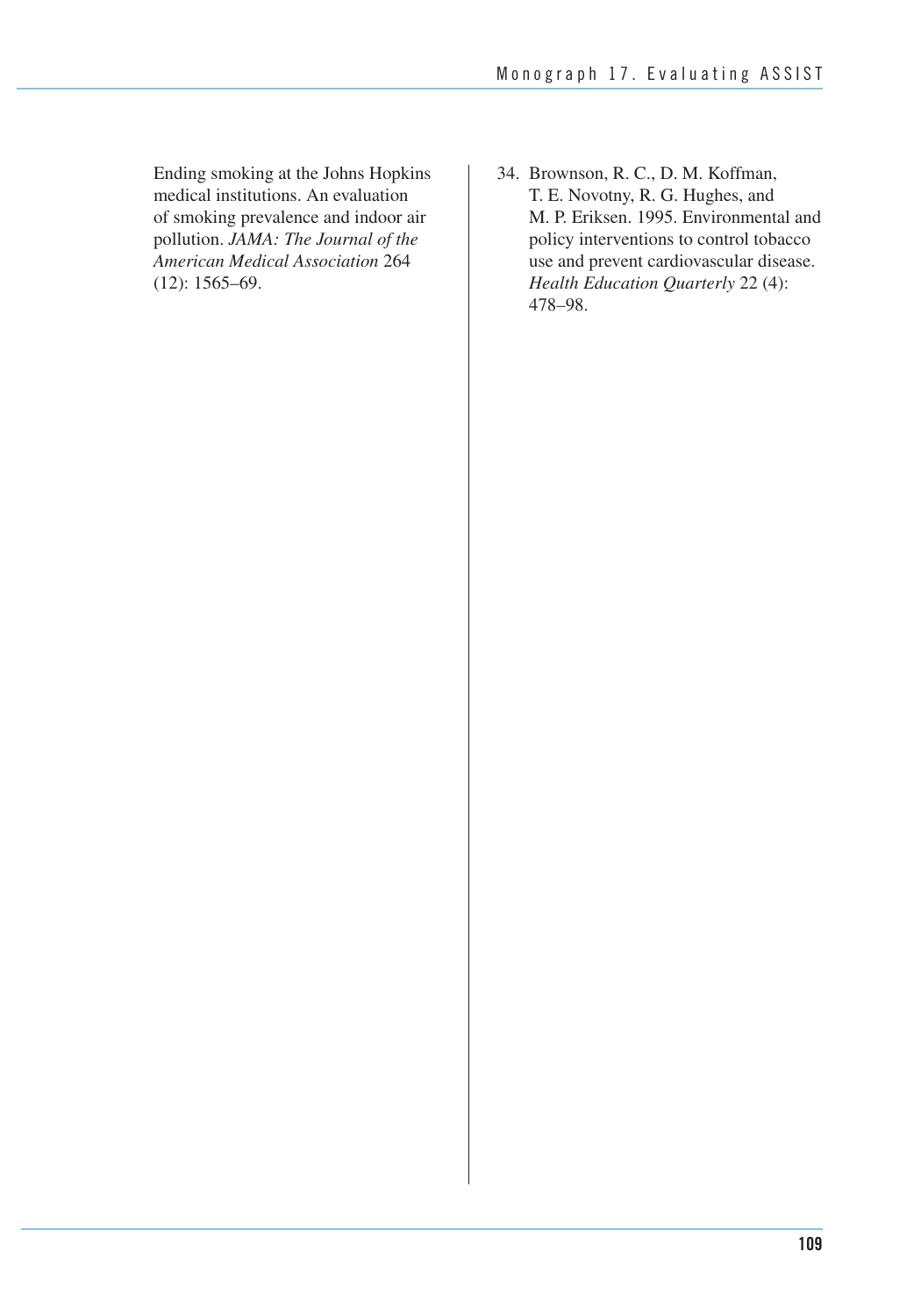Ending smoking at the Johns Hopkins medical institutions. An evaluation of smoking prevalence and indoor air pollution. *JAMA: The Journal of the American Medical Association* 264 (12): 1565–69.

34. Brownson, R. C., D. M. Koffman, T. E. Novotny, R. G. Hughes, and M. P. Eriksen. 1995. Environmental and policy interventions to control tobacco use and prevent cardiovascular disease. *Health Education Quarterly* 22 (4): 478–98.